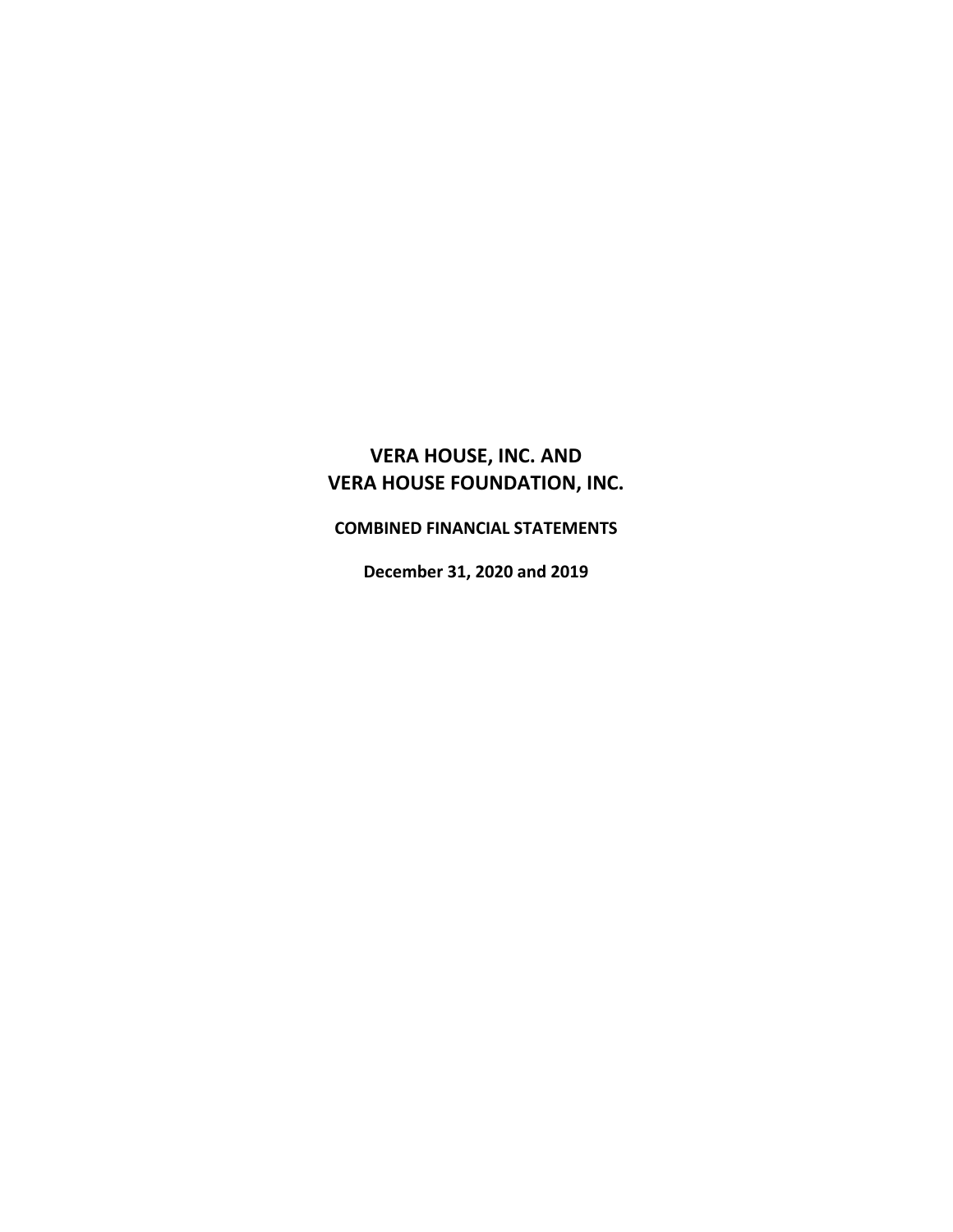# VERA HOUSE, INC. AND VERA HOUSE FOUNDATION, INC.

**COMBINED FINANCIAL STATEMENTS**

**December 31, 2020 and 2019**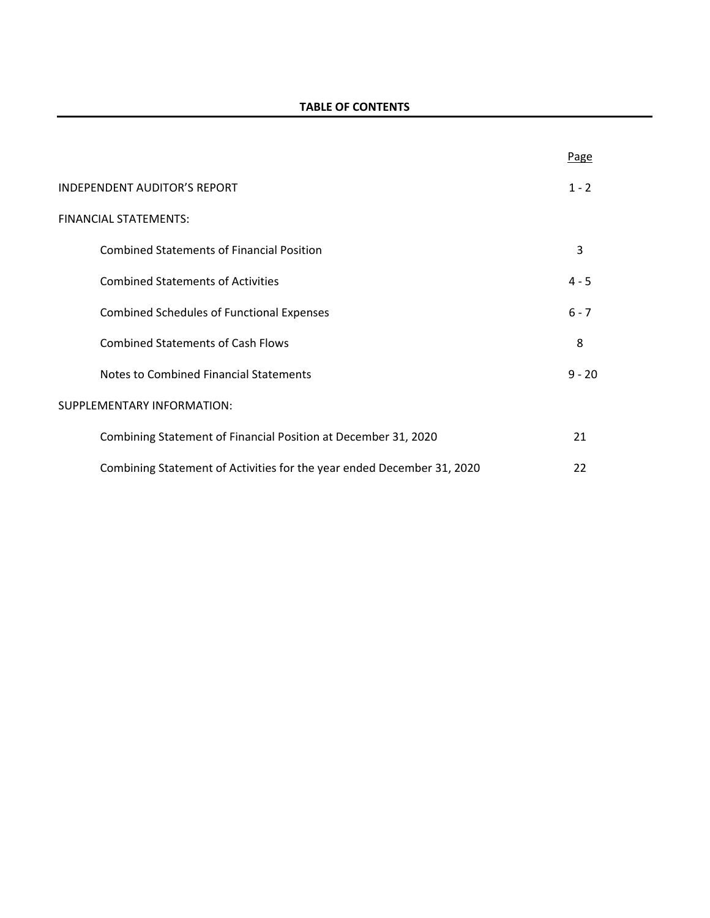## TABLE OF CONTENTS

| | Page |
|---|---|
| INDEPENDENT AUDITOR'S REPORT | 1 - 2 |
| FINANCIAL STATEMENTS: | |
| Combined Statements of Financial Position | 3 |
| Combined Statements of Activities | 4 - 5 |
| Combined Schedules of Functional Expenses | 6 - 7 |
| Combined Statements of Cash Flows | 8 |
| Notes to Combined Financial Statements | 9 - 20 |
| SUPPLEMENTARY INFORMATION: | |
| Combining Statement of Financial Position at December 31, 2020 | 21 |
| Combining Statement of Activities for the year ended December 31, 2020 | 22 |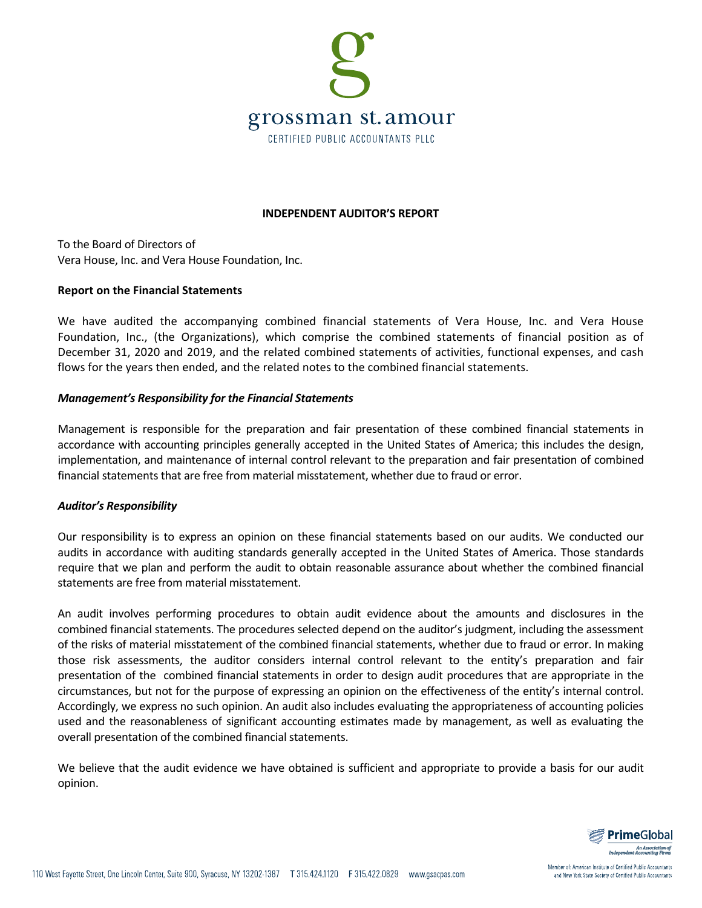# INDEPENDENT AUDITOR'S REPORT

To the Board of Directors of
Vera House, Inc. and Vera House Foundation, Inc.

**Report on the Financial Statements**

We have audited the accompanying combined financial statements of Vera House, Inc. and Vera House Foundation, Inc., (the Organizations), which comprise the combined statements of financial position as of December 31, 2020 and 2019, and the related combined statements of activities, functional expenses, and cash flows for the years then ended, and the related notes to the combined financial statements.

***Management's Responsibility for the Financial Statements***

Management is responsible for the preparation and fair presentation of these combined financial statements in accordance with accounting principles generally accepted in the United States of America; this includes the design, implementation, and maintenance of internal control relevant to the preparation and fair presentation of combined financial statements that are free from material misstatement, whether due to fraud or error.

***Auditor's Responsibility***

Our responsibility is to express an opinion on these financial statements based on our audits. We conducted our audits in accordance with auditing standards generally accepted in the United States of America. Those standards require that we plan and perform the audit to obtain reasonable assurance about whether the combined financial statements are free from material misstatement.

An audit involves performing procedures to obtain audit evidence about the amounts and disclosures in the combined financial statements. The procedures selected depend on the auditor's judgment, including the assessment of the risks of material misstatement of the combined financial statements, whether due to fraud or error. In making those risk assessments, the auditor considers internal control relevant to the entity's preparation and fair presentation of the combined financial statements in order to design audit procedures that are appropriate in the circumstances, but not for the purpose of expressing an opinion on the effectiveness of the entity's internal control. Accordingly, we express no such opinion. An audit also includes evaluating the appropriateness of accounting policies used and the reasonableness of significant accounting estimates made by management, as well as evaluating the overall presentation of the combined financial statements.

We believe that the audit evidence we have obtained is sufficient and appropriate to provide a basis for our audit opinion.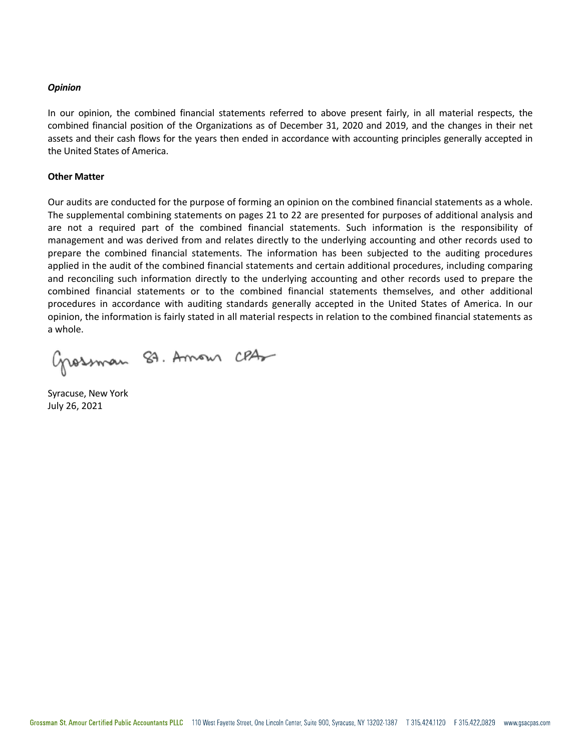***Opinion***

In our opinion, the combined financial statements referred to above present fairly, in all material respects, the combined financial position of the Organizations as of December 31, 2020 and 2019, and the changes in their net assets and their cash flows for the years then ended in accordance with accounting principles generally accepted in the United States of America.

**Other Matter**

Our audits are conducted for the purpose of forming an opinion on the combined financial statements as a whole. The supplemental combining statements on pages 21 to 22 are presented for purposes of additional analysis and are not a required part of the combined financial statements. Such information is the responsibility of management and was derived from and relates directly to the underlying accounting and other records used to prepare the combined financial statements. The information has been subjected to the auditing procedures applied in the audit of the combined financial statements and certain additional procedures, including comparing and reconciling such information directly to the underlying accounting and other records used to prepare the combined financial statements or to the combined financial statements themselves, and other additional procedures in accordance with auditing standards generally accepted in the United States of America. In our opinion, the information is fairly stated in all material respects in relation to the combined financial statements as a whole.

Grossman St. Amour CPAs

Syracuse, New York
July 26, 2021

Grossman St. Amour Certified Public Accountants PLLC 110 West Fayette Street, One Lincoln Center, Suite 900, Syracuse, NY 13202-1387 T 315.424.1120 F 315.422.0829 www.gsacpas.com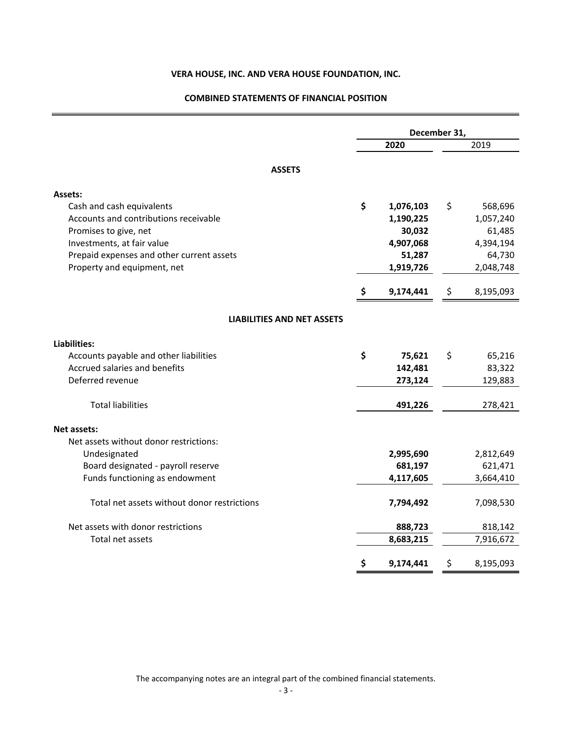**VERA HOUSE, INC. AND VERA HOUSE FOUNDATION, INC.**

**COMBINED STATEMENTS OF FINANCIAL POSITION**

| | December 31, | |
|---|---|---|
| | **2020** | 2019 |
| **ASSETS** | | |
| **Assets:** | | |
| Cash and cash equivalents | **$ 1,076,103** | $ 568,696 |
| Accounts and contributions receivable | **1,190,225** | 1,057,240 |
| Promises to give, net | **30,032** | 61,485 |
| Investments, at fair value | **4,907,068** | 4,394,194 |
| Prepaid expenses and other current assets | **51,287** | 64,730 |
| Property and equipment, net | **1,919,726** | 2,048,748 |
| | **$ 9,174,441** | $ 8,195,093 |
| **LIABILITIES AND NET ASSETS** | | |
| **Liabilities:** | | |
| Accounts payable and other liabilities | **$ 75,621** | $ 65,216 |
| Accrued salaries and benefits | **142,481** | 83,322 |
| Deferred revenue | **273,124** | 129,883 |
| Total liabilities | **491,226** | 278,421 |
| **Net assets:** | | |
| Net assets without donor restrictions: | | |
| Undesignated | **2,995,690** | 2,812,649 |
| Board designated - payroll reserve | **681,197** | 621,471 |
| Funds functioning as endowment | **4,117,605** | 3,664,410 |
| Total net assets without donor restrictions | **7,794,492** | 7,098,530 |
| Net assets with donor restrictions | **888,723** | 818,142 |
| Total net assets | **8,683,215** | 7,916,672 |
| | **$ 9,174,441** | $ 8,195,093 |

The accompanying notes are an integral part of the combined financial statements.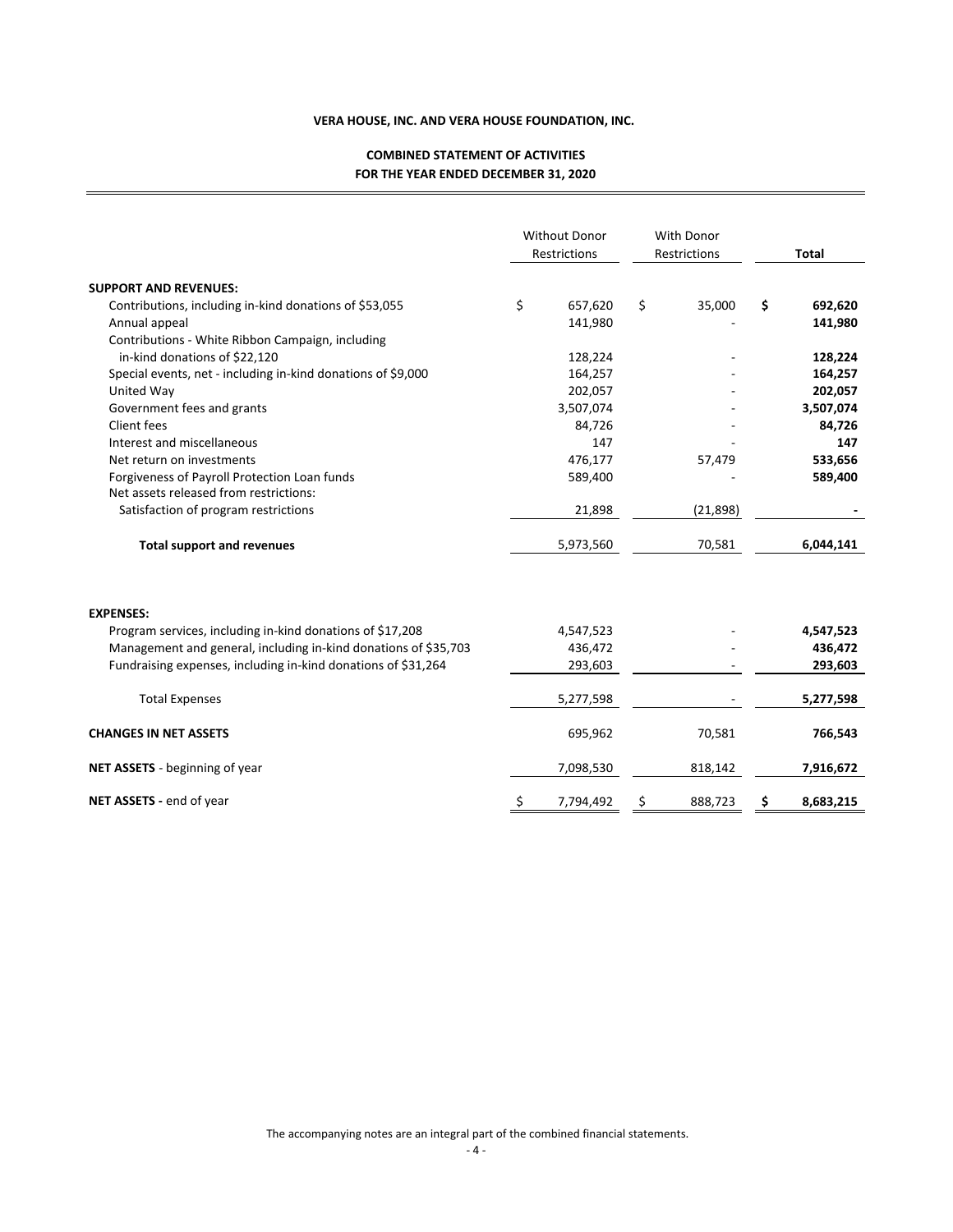**VERA HOUSE, INC. AND VERA HOUSE FOUNDATION, INC.**

**COMBINED STATEMENT OF ACTIVITIES**
**FOR THE YEAR ENDED DECEMBER 31, 2020**

| | Without Donor Restrictions | With Donor Restrictions | **Total** |
|---|---|---|---|
| **SUPPORT AND REVENUES:** | | | |
| Contributions, including in-kind donations of $53,055 | $ 657,620 | $ 35,000 | **$ 692,620** |
| Annual appeal | 141,980 | - | **141,980** |
| Contributions - White Ribbon Campaign, including in-kind donations of $22,120 | 128,224 | - | **128,224** |
| Special events, net - including in-kind donations of $9,000 | 164,257 | - | **164,257** |
| United Way | 202,057 | - | **202,057** |
| Government fees and grants | 3,507,074 | - | **3,507,074** |
| Client fees | 84,726 | - | **84,726** |
| Interest and miscellaneous | 147 | - | **147** |
| Net return on investments | 476,177 | 57,479 | **533,656** |
| Forgiveness of Payroll Protection Loan funds | 589,400 | - | **589,400** |
| Net assets released from restrictions: | | | |
| Satisfaction of program restrictions | 21,898 | (21,898) | **-** |
| **Total support and revenues** | 5,973,560 | 70,581 | **6,044,141** |
| **EXPENSES:** | | | |
| Program services, including in-kind donations of $17,208 | 4,547,523 | - | **4,547,523** |
| Management and general, including in-kind donations of $35,703 | 436,472 | - | **436,472** |
| Fundraising expenses, including in-kind donations of $31,264 | 293,603 | - | **293,603** |
| Total Expenses | 5,277,598 | - | **5,277,598** |
| **CHANGES IN NET ASSETS** | 695,962 | 70,581 | **766,543** |
| **NET ASSETS** - beginning of year | 7,098,530 | 818,142 | **7,916,672** |
| **NET ASSETS -** end of year | $ 7,794,492 | $ 888,723 | **$ 8,683,215** |

The accompanying notes are an integral part of the combined financial statements.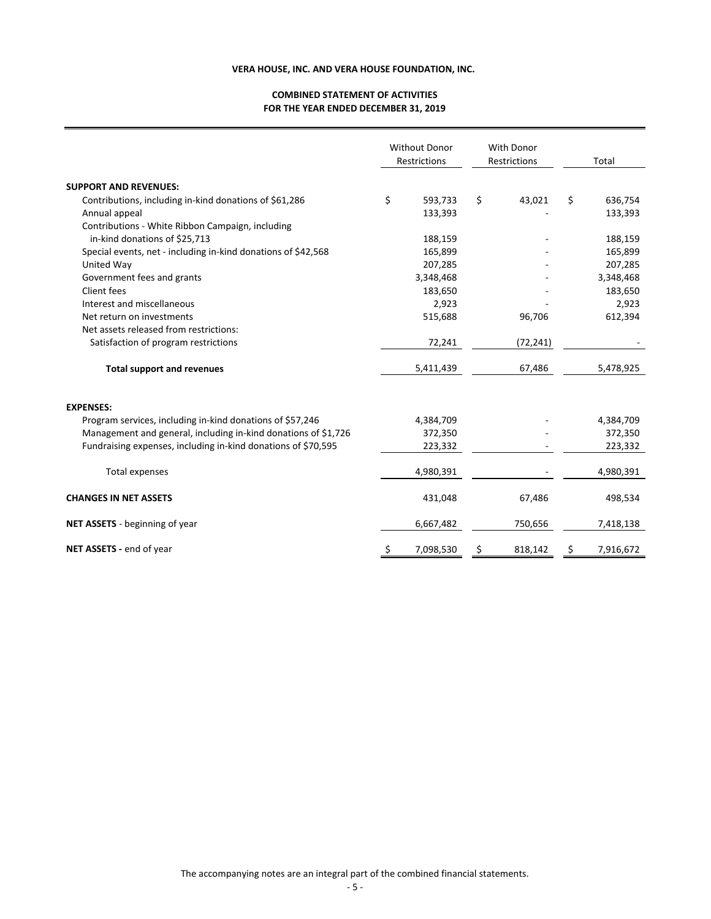**VERA HOUSE, INC. AND VERA HOUSE FOUNDATION, INC.**

**COMBINED STATEMENT OF ACTIVITIES**
**FOR THE YEAR ENDED DECEMBER 31, 2019**

| | Without Donor Restrictions | With Donor Restrictions | Total |
|---|---|---|---|
| **SUPPORT AND REVENUES:** | | | |
| Contributions, including in-kind donations of $61,286 | $ 593,733 | $ 43,021 | $ 636,754 |
| Annual appeal | 133,393 | - | 133,393 |
| Contributions - White Ribbon Campaign, including in-kind donations of $25,713 | 188,159 | - | 188,159 |
| Special events, net - including in-kind donations of $42,568 | 165,899 | - | 165,899 |
| United Way | 207,285 | - | 207,285 |
| Government fees and grants | 3,348,468 | - | 3,348,468 |
| Client fees | 183,650 | - | 183,650 |
| Interest and miscellaneous | 2,923 | - | 2,923 |
| Net return on investments | 515,688 | 96,706 | 612,394 |
| Net assets released from restrictions: | | | |
| Satisfaction of program restrictions | 72,241 | (72,241) | - |
| **Total support and revenues** | 5,411,439 | 67,486 | 5,478,925 |
| **EXPENSES:** | | | |
| Program services, including in-kind donations of $57,246 | 4,384,709 | - | 4,384,709 |
| Management and general, including in-kind donations of $1,726 | 372,350 | - | 372,350 |
| Fundraising expenses, including in-kind donations of $70,595 | 223,332 | - | 223,332 |
| Total expenses | 4,980,391 | - | 4,980,391 |
| **CHANGES IN NET ASSETS** | 431,048 | 67,486 | 498,534 |
| **NET ASSETS** - beginning of year | 6,667,482 | 750,656 | 7,418,138 |
| **NET ASSETS -** end of year | $ 7,098,530 | $ 818,142 | $ 7,916,672 |

The accompanying notes are an integral part of the combined financial statements.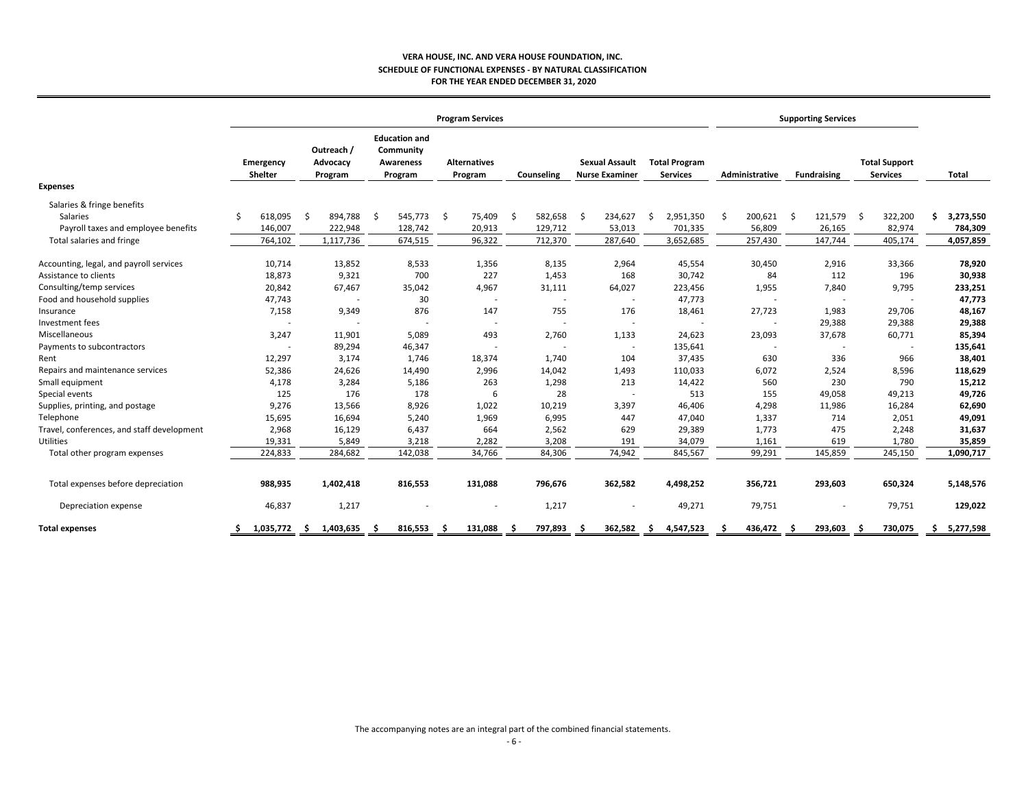**VERA HOUSE, INC. AND VERA HOUSE FOUNDATION, INC.**
**SCHEDULE OF FUNCTIONAL EXPENSES - BY NATURAL CLASSIFICATION**
**FOR THE YEAR ENDED DECEMBER 31, 2020**

| | Program Services | | | | | | | Supporting Services | | | |
|---|---|---|---|---|---|---|---|---|---|---|---|
| | **Emergency Shelter** | **Outreach / Advocacy Program** | **Education and Community Awareness Program** | **Alternatives Program** | **Counseling** | **Sexual Assault Nurse Examiner** | **Total Program Services** | **Administrative** | **Fundraising** | **Total Support Services** | **Total** |
| **Expenses** | | | | | | | | | | | |
| Salaries & fringe benefits | | | | | | | | | | | |
| Salaries | $ 618,095 | $ 894,788 | $ 545,773 | $ 75,409 | $ 582,658 | $ 234,627 | $ 2,951,350 | $ 200,621 | $ 121,579 | $ 322,200 | **$ 3,273,550** |
| Payroll taxes and employee benefits | 146,007 | 222,948 | 128,742 | 20,913 | 129,712 | 53,013 | 701,335 | 56,809 | 26,165 | 82,974 | **784,309** |
| Total salaries and fringe | 764,102 | 1,117,736 | 674,515 | 96,322 | 712,370 | 287,640 | 3,652,685 | 257,430 | 147,744 | 405,174 | **4,057,859** |
| Accounting, legal, and payroll services | 10,714 | 13,852 | 8,533 | 1,356 | 8,135 | 2,964 | 45,554 | 30,450 | 2,916 | 33,366 | **78,920** |
| Assistance to clients | 18,873 | 9,321 | 700 | 227 | 1,453 | 168 | 30,742 | 84 | 112 | 196 | **30,938** |
| Consulting/temp services | 20,842 | 67,467 | 35,042 | 4,967 | 31,111 | 64,027 | 223,456 | 1,955 | 7,840 | 9,795 | **233,251** |
| Food and household supplies | 47,743 | - | 30 | - | - | - | 47,773 | - | - | - | **47,773** |
| Insurance | 7,158 | 9,349 | 876 | 147 | 755 | 176 | 18,461 | 27,723 | 1,983 | 29,706 | **48,167** |
| Investment fees | - | - | - | - | - | - | - | - | 29,388 | 29,388 | **29,388** |
| Miscellaneous | 3,247 | 11,901 | 5,089 | 493 | 2,760 | 1,133 | 24,623 | 23,093 | 37,678 | 60,771 | **85,394** |
| Payments to subcontractors | - | 89,294 | 46,347 | - | - | - | 135,641 | - | - | - | **135,641** |
| Rent | 12,297 | 3,174 | 1,746 | 18,374 | 1,740 | 104 | 37,435 | 630 | 336 | 966 | **38,401** |
| Repairs and maintenance services | 52,386 | 24,626 | 14,490 | 2,996 | 14,042 | 1,493 | 110,033 | 6,072 | 2,524 | 8,596 | **118,629** |
| Small equipment | 4,178 | 3,284 | 5,186 | 263 | 1,298 | 213 | 14,422 | 560 | 230 | 790 | **15,212** |
| Special events | 125 | 176 | 178 | 6 | 28 | - | 513 | 155 | 49,058 | 49,213 | **49,726** |
| Supplies, printing, and postage | 9,276 | 13,566 | 8,926 | 1,022 | 10,219 | 3,397 | 46,406 | 4,298 | 11,986 | 16,284 | **62,690** |
| Telephone | 15,695 | 16,694 | 5,240 | 1,969 | 6,995 | 447 | 47,040 | 1,337 | 714 | 2,051 | **49,091** |
| Travel, conferences, and staff development | 2,968 | 16,129 | 6,437 | 664 | 2,562 | 629 | 29,389 | 1,773 | 475 | 2,248 | **31,637** |
| Utilities | 19,331 | 5,849 | 3,218 | 2,282 | 3,208 | 191 | 34,079 | 1,161 | 619 | 1,780 | **35,859** |
| Total other program expenses | 224,833 | 284,682 | 142,038 | 34,766 | 84,306 | 74,942 | 845,567 | 99,291 | 145,859 | 245,150 | **1,090,717** |
| Total expenses before depreciation | **988,935** | **1,402,418** | **816,553** | **131,088** | **796,676** | **362,582** | **4,498,252** | **356,721** | **293,603** | **650,324** | **5,148,576** |
| Depreciation expense | 46,837 | 1,217 | - | - | 1,217 | - | 49,271 | 79,751 | - | 79,751 | **129,022** |
| **Total expenses** | **$ 1,035,772** | **$ 1,403,635** | **$ 816,553** | **$ 131,088** | **$ 797,893** | **$ 362,582** | **$ 4,547,523** | **$ 436,472** | **$ 293,603** | **$ 730,075** | **$ 5,277,598** |

The accompanying notes are an integral part of the combined financial statements.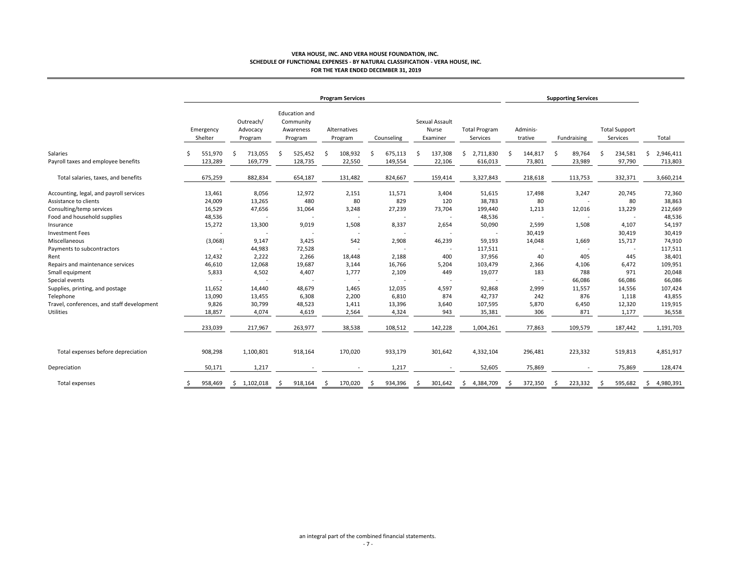**VERA HOUSE, INC. AND VERA HOUSE FOUNDATION, INC.**
**SCHEDULE OF FUNCTIONAL EXPENSES - BY NATURAL CLASSIFICATION - VERA HOUSE, INC.**
**FOR THE YEAR ENDED DECEMBER 31, 2019**

| | Program Services | | | | | | | Supporting Services | | | |
|---|---|---|---|---|---|---|---|---|---|---|---|
| | Emergency Shelter | Outreach/ Advocacy Program | Education and Community Awareness Program | Alternatives Program | Counseling | Sexual Assault Nurse Examiner | Total Program Services | Adminis-trative | Fundraising | Total Support Services | Total |
| Salaries | $ 551,970 | $ 713,055 | $ 525,452 | $ 108,932 | $ 675,113 | $ 137,308 | $ 2,711,830 | $ 144,817 | $ 89,764 | $ 234,581 | $ 2,946,411 |
| Payroll taxes and employee benefits | 123,289 | 169,779 | 128,735 | 22,550 | 149,554 | 22,106 | 616,013 | 73,801 | 23,989 | 97,790 | 713,803 |
| Total salaries, taxes, and benefits | 675,259 | 882,834 | 654,187 | 131,482 | 824,667 | 159,414 | 3,327,843 | 218,618 | 113,753 | 332,371 | 3,660,214 |
| Accounting, legal, and payroll services | 13,461 | 8,056 | 12,972 | 2,151 | 11,571 | 3,404 | 51,615 | 17,498 | 3,247 | 20,745 | 72,360 |
| Assistance to clients | 24,009 | 13,265 | 480 | 80 | 829 | 120 | 38,783 | 80 | - | 80 | 38,863 |
| Consulting/temp services | 16,529 | 47,656 | 31,064 | 3,248 | 27,239 | 73,704 | 199,440 | 1,213 | 12,016 | 13,229 | 212,669 |
| Food and household supplies | 48,536 | - | - | - | - | - | 48,536 | - | - | - | 48,536 |
| Insurance | 15,272 | 13,300 | 9,019 | 1,508 | 8,337 | 2,654 | 50,090 | 2,599 | 1,508 | 4,107 | 54,197 |
| Investment Fees | - | - | - | - | - | - | - | 30,419 | | 30,419 | 30,419 |
| Miscellaneous | (3,068) | 9,147 | 3,425 | 542 | 2,908 | 46,239 | 59,193 | 14,048 | 1,669 | 15,717 | 74,910 |
| Payments to subcontractors | - | 44,983 | 72,528 | - | - | - | 117,511 | - | - | - | 117,511 |
| Rent | 12,432 | 2,222 | 2,266 | 18,448 | 2,188 | 400 | 37,956 | 40 | 405 | 445 | 38,401 |
| Repairs and maintenance services | 46,610 | 12,068 | 19,687 | 3,144 | 16,766 | 5,204 | 103,479 | 2,366 | 4,106 | 6,472 | 109,951 |
| Small equipment | 5,833 | 4,502 | 4,407 | 1,777 | 2,109 | 449 | 19,077 | 183 | 788 | 971 | 20,048 |
| Special events | - | - | - | - | - | - | - | - | 66,086 | 66,086 | 66,086 |
| Supplies, printing, and postage | 11,652 | 14,440 | 48,679 | 1,465 | 12,035 | 4,597 | 92,868 | 2,999 | 11,557 | 14,556 | 107,424 |
| Telephone | 13,090 | 13,455 | 6,308 | 2,200 | 6,810 | 874 | 42,737 | 242 | 876 | 1,118 | 43,855 |
| Travel, conferences, and staff development | 9,826 | 30,799 | 48,523 | 1,411 | 13,396 | 3,640 | 107,595 | 5,870 | 6,450 | 12,320 | 119,915 |
| Utilities | 18,857 | 4,074 | 4,619 | 2,564 | 4,324 | 943 | 35,381 | 306 | 871 | 1,177 | 36,558 |
| | 233,039 | 217,967 | 263,977 | 38,538 | 108,512 | 142,228 | 1,004,261 | 77,863 | 109,579 | 187,442 | 1,191,703 |
| Total expenses before depreciation | 908,298 | 1,100,801 | 918,164 | 170,020 | 933,179 | 301,642 | 4,332,104 | 296,481 | 223,332 | 519,813 | 4,851,917 |
| Depreciation | 50,171 | 1,217 | - | - | 1,217 | - | 52,605 | 75,869 | - | 75,869 | 128,474 |
| Total expenses | $ 958,469 | $ 1,102,018 | $ 918,164 | $ 170,020 | $ 934,396 | $ 301,642 | $ 4,384,709 | $ 372,350 | $ 223,332 | $ 595,682 | $ 4,980,391 |

an integral part of the combined financial statements.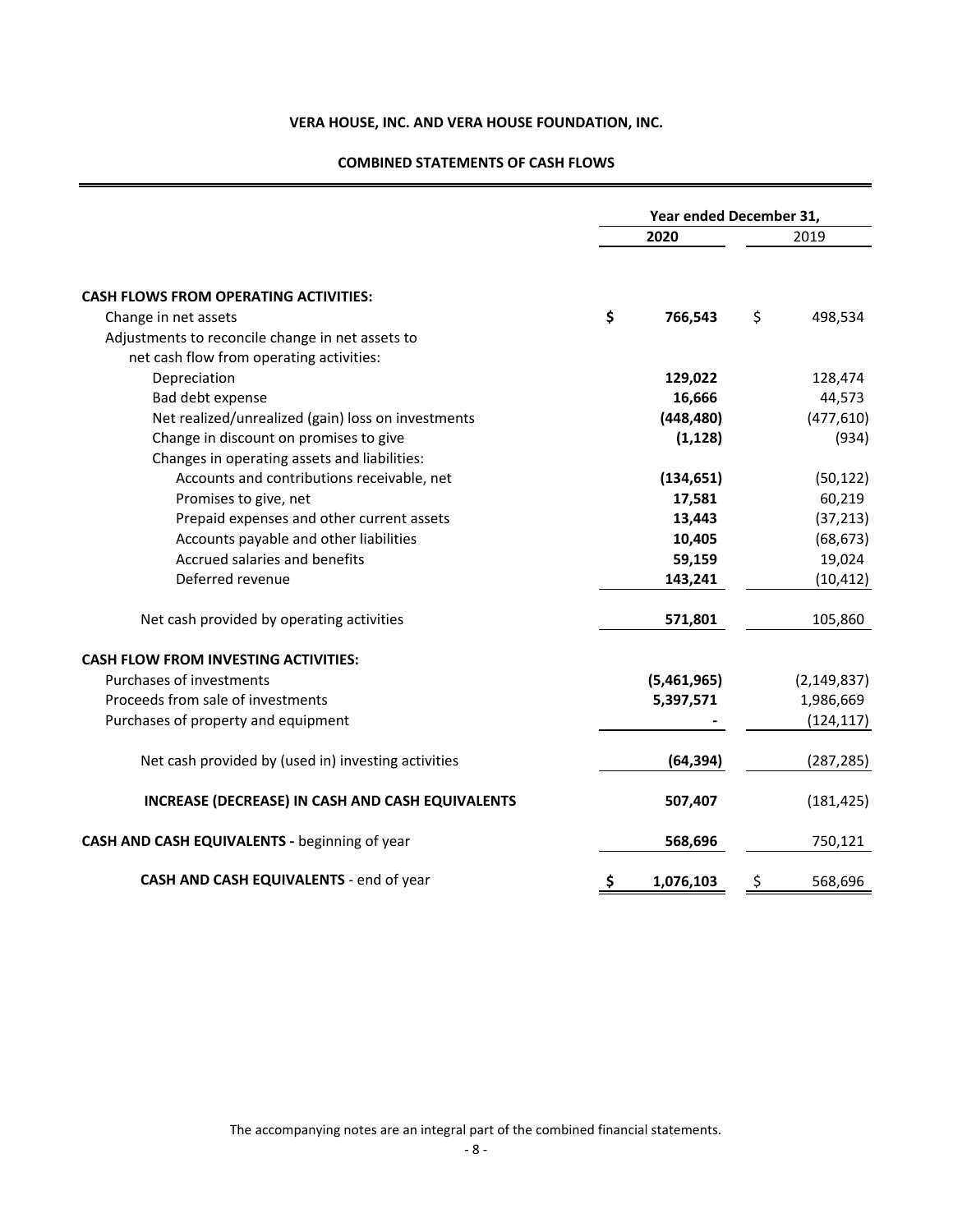**VERA HOUSE, INC. AND VERA HOUSE FOUNDATION, INC.**

**COMBINED STATEMENTS OF CASH FLOWS**

| | Year ended December 31, | |
|---|---|---|
| | **2020** | 2019 |
| **CASH FLOWS FROM OPERATING ACTIVITIES:** | | |
| Change in net assets | **$ 766,543** | $ 498,534 |
| Adjustments to reconcile change in net assets to net cash flow from operating activities: | | |
| Depreciation | **129,022** | 128,474 |
| Bad debt expense | **16,666** | 44,573 |
| Net realized/unrealized (gain) loss on investments | **(448,480)** | (477,610) |
| Change in discount on promises to give | **(1,128)** | (934) |
| Changes in operating assets and liabilities: | | |
| Accounts and contributions receivable, net | **(134,651)** | (50,122) |
| Promises to give, net | **17,581** | 60,219 |
| Prepaid expenses and other current assets | **13,443** | (37,213) |
| Accounts payable and other liabilities | **10,405** | (68,673) |
| Accrued salaries and benefits | **59,159** | 19,024 |
| Deferred revenue | **143,241** | (10,412) |
| Net cash provided by operating activities | **571,801** | 105,860 |
| **CASH FLOW FROM INVESTING ACTIVITIES:** | | |
| Purchases of investments | **(5,461,965)** | (2,149,837) |
| Proceeds from sale of investments | **5,397,571** | 1,986,669 |
| Purchases of property and equipment | **-** | (124,117) |
| Net cash provided by (used in) investing activities | **(64,394)** | (287,285) |
| **INCREASE (DECREASE) IN CASH AND CASH EQUIVALENTS** | **507,407** | (181,425) |
| **CASH AND CASH EQUIVALENTS -** beginning of year | **568,696** | 750,121 |
| **CASH AND CASH EQUIVALENTS** - end of year | **$ 1,076,103** | $ 568,696 |

The accompanying notes are an integral part of the combined financial statements.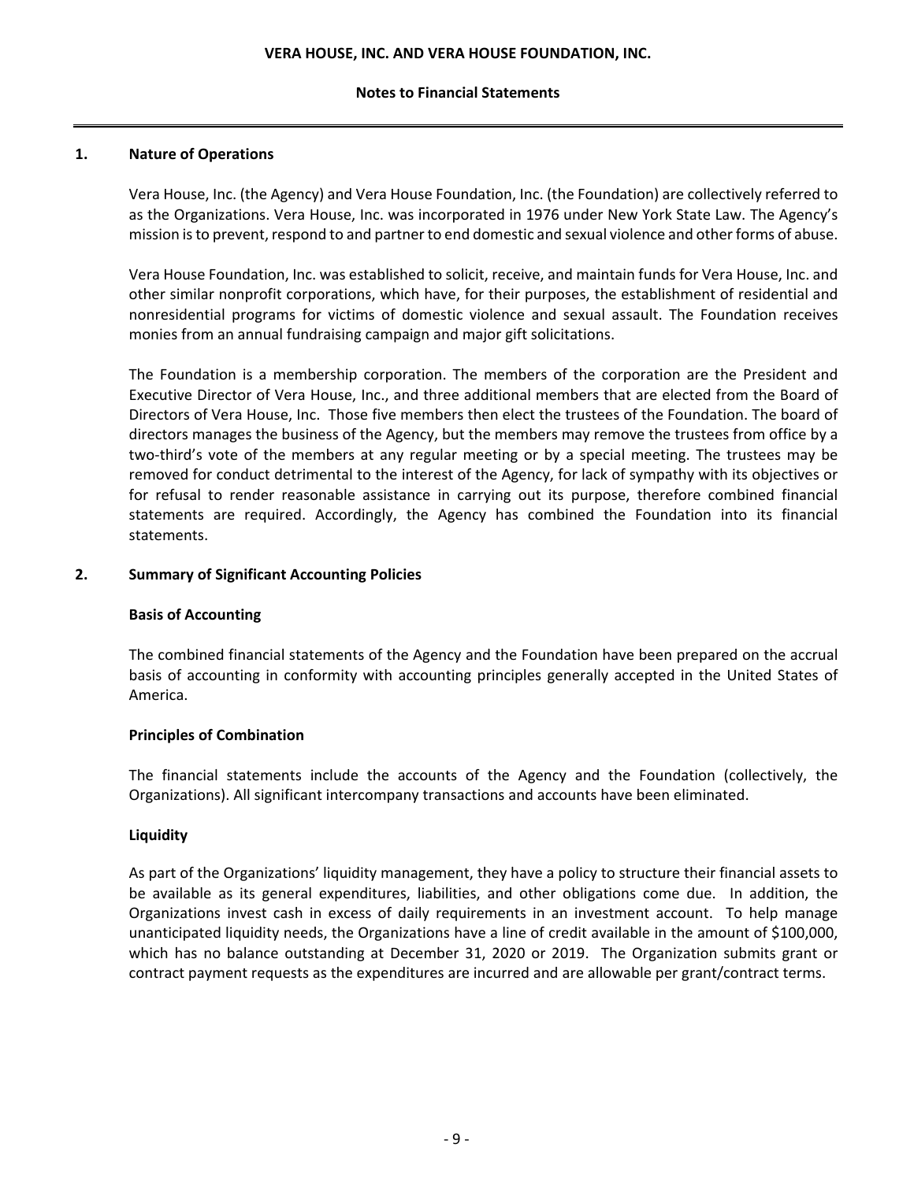## 1. Nature of Operations

Vera House, Inc. (the Agency) and Vera House Foundation, Inc. (the Foundation) are collectively referred to as the Organizations. Vera House, Inc. was incorporated in 1976 under New York State Law. The Agency's mission is to prevent, respond to and partner to end domestic and sexual violence and other forms of abuse.

Vera House Foundation, Inc. was established to solicit, receive, and maintain funds for Vera House, Inc. and other similar nonprofit corporations, which have, for their purposes, the establishment of residential and nonresidential programs for victims of domestic violence and sexual assault. The Foundation receives monies from an annual fundraising campaign and major gift solicitations.

The Foundation is a membership corporation. The members of the corporation are the President and Executive Director of Vera House, Inc., and three additional members that are elected from the Board of Directors of Vera House, Inc. Those five members then elect the trustees of the Foundation. The board of directors manages the business of the Agency, but the members may remove the trustees from office by a two-third's vote of the members at any regular meeting or by a special meeting. The trustees may be removed for conduct detrimental to the interest of the Agency, for lack of sympathy with its objectives or for refusal to render reasonable assistance in carrying out its purpose, therefore combined financial statements are required. Accordingly, the Agency has combined the Foundation into its financial statements.

## 2. Summary of Significant Accounting Policies

### Basis of Accounting

The combined financial statements of the Agency and the Foundation have been prepared on the accrual basis of accounting in conformity with accounting principles generally accepted in the United States of America.

### Principles of Combination

The financial statements include the accounts of the Agency and the Foundation (collectively, the Organizations). All significant intercompany transactions and accounts have been eliminated.

### Liquidity

As part of the Organizations' liquidity management, they have a policy to structure their financial assets to be available as its general expenditures, liabilities, and other obligations come due. In addition, the Organizations invest cash in excess of daily requirements in an investment account. To help manage unanticipated liquidity needs, the Organizations have a line of credit available in the amount of $100,000, which has no balance outstanding at December 31, 2020 or 2019. The Organization submits grant or contract payment requests as the expenditures are incurred and are allowable per grant/contract terms.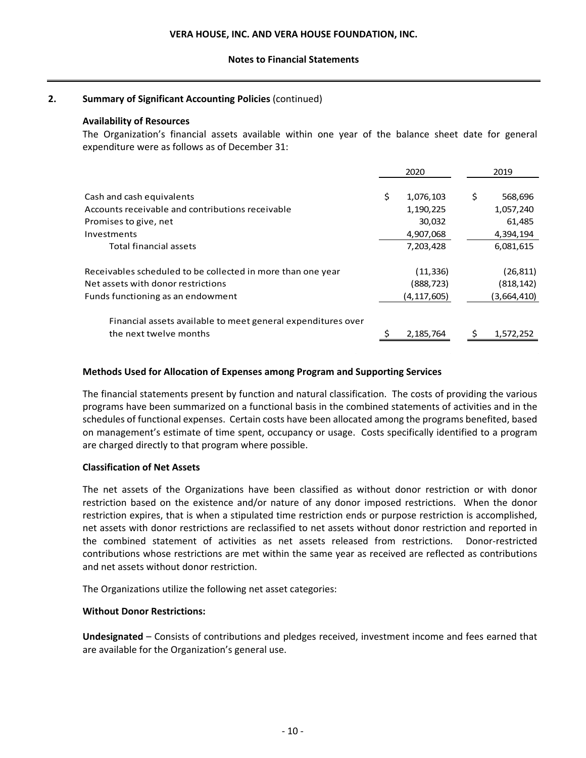## 2. Summary of Significant Accounting Policies (continued)

### Availability of Resources

The Organization's financial assets available within one year of the balance sheet date for general expenditure were as follows as of December 31:

| | 2020 | 2019 |
|---|---|---|
| Cash and cash equivalents | $ 1,076,103 | $ 568,696 |
| Accounts receivable and contributions receivable | 1,190,225 | 1,057,240 |
| Promises to give, net | 30,032 | 61,485 |
| Investments | 4,907,068 | 4,394,194 |
| Total financial assets | 7,203,428 | 6,081,615 |
| Receivables scheduled to be collected in more than one year | (11,336) | (26,811) |
| Net assets with donor restrictions | (888,723) | (818,142) |
| Funds functioning as an endowment | (4,117,605) | (3,664,410) |
| Financial assets available to meet general expenditures over the next twelve months | $ 2,185,764 | $ 1,572,252 |

### Methods Used for Allocation of Expenses among Program and Supporting Services

The financial statements present by function and natural classification. The costs of providing the various programs have been summarized on a functional basis in the combined statements of activities and in the schedules of functional expenses. Certain costs have been allocated among the programs benefited, based on management's estimate of time spent, occupancy or usage. Costs specifically identified to a program are charged directly to that program where possible.

### Classification of Net Assets

The net assets of the Organizations have been classified as without donor restriction or with donor restriction based on the existence and/or nature of any donor imposed restrictions. When the donor restriction expires, that is when a stipulated time restriction ends or purpose restriction is accomplished, net assets with donor restrictions are reclassified to net assets without donor restriction and reported in the combined statement of activities as net assets released from restrictions. Donor-restricted contributions whose restrictions are met within the same year as received are reflected as contributions and net assets without donor restriction.

The Organizations utilize the following net asset categories:

**Without Donor Restrictions:**

**Undesignated** – Consists of contributions and pledges received, investment income and fees earned that are available for the Organization's general use.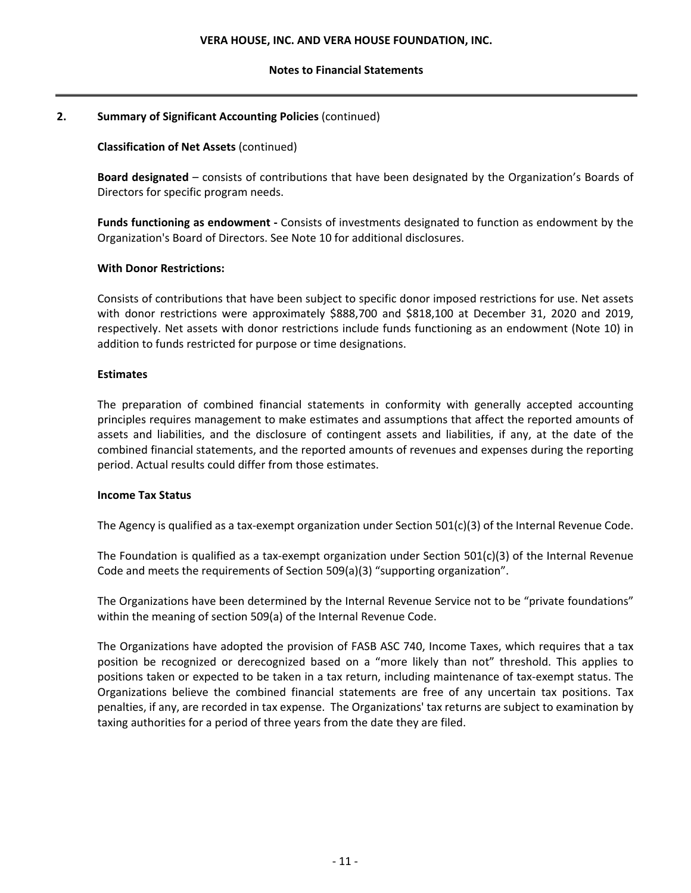## 2. Summary of Significant Accounting Policies (continued)

**Classification of Net Assets** (continued)

**Board designated** – consists of contributions that have been designated by the Organization's Boards of Directors for specific program needs.

**Funds functioning as endowment -** Consists of investments designated to function as endowment by the Organization's Board of Directors. See Note 10 for additional disclosures.

**With Donor Restrictions:**

Consists of contributions that have been subject to specific donor imposed restrictions for use. Net assets with donor restrictions were approximately $888,700 and $818,100 at December 31, 2020 and 2019, respectively. Net assets with donor restrictions include funds functioning as an endowment (Note 10) in addition to funds restricted for purpose or time designations.

**Estimates**

The preparation of combined financial statements in conformity with generally accepted accounting principles requires management to make estimates and assumptions that affect the reported amounts of assets and liabilities, and the disclosure of contingent assets and liabilities, if any, at the date of the combined financial statements, and the reported amounts of revenues and expenses during the reporting period. Actual results could differ from those estimates.

**Income Tax Status**

The Agency is qualified as a tax-exempt organization under Section 501(c)(3) of the Internal Revenue Code.

The Foundation is qualified as a tax-exempt organization under Section 501(c)(3) of the Internal Revenue Code and meets the requirements of Section 509(a)(3) "supporting organization".

The Organizations have been determined by the Internal Revenue Service not to be "private foundations" within the meaning of section 509(a) of the Internal Revenue Code.

The Organizations have adopted the provision of FASB ASC 740, Income Taxes, which requires that a tax position be recognized or derecognized based on a "more likely than not" threshold. This applies to positions taken or expected to be taken in a tax return, including maintenance of tax-exempt status. The Organizations believe the combined financial statements are free of any uncertain tax positions. Tax penalties, if any, are recorded in tax expense. The Organizations' tax returns are subject to examination by taxing authorities for a period of three years from the date they are filed.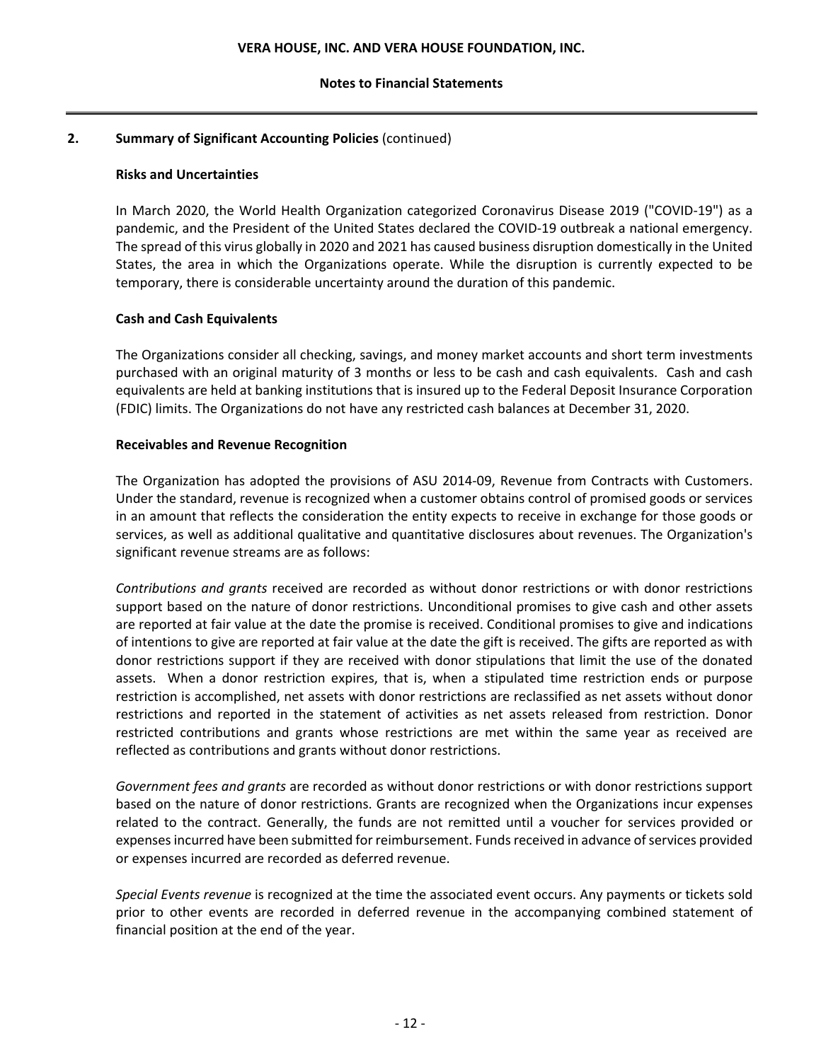## 2. Summary of Significant Accounting Policies (continued)

### Risks and Uncertainties

In March 2020, the World Health Organization categorized Coronavirus Disease 2019 ("COVID-19") as a pandemic, and the President of the United States declared the COVID-19 outbreak a national emergency. The spread of this virus globally in 2020 and 2021 has caused business disruption domestically in the United States, the area in which the Organizations operate. While the disruption is currently expected to be temporary, there is considerable uncertainty around the duration of this pandemic.

### Cash and Cash Equivalents

The Organizations consider all checking, savings, and money market accounts and short term investments purchased with an original maturity of 3 months or less to be cash and cash equivalents. Cash and cash equivalents are held at banking institutions that is insured up to the Federal Deposit Insurance Corporation (FDIC) limits. The Organizations do not have any restricted cash balances at December 31, 2020.

### Receivables and Revenue Recognition

The Organization has adopted the provisions of ASU 2014-09, Revenue from Contracts with Customers. Under the standard, revenue is recognized when a customer obtains control of promised goods or services in an amount that reflects the consideration the entity expects to receive in exchange for those goods or services, as well as additional qualitative and quantitative disclosures about revenues. The Organization's significant revenue streams are as follows:

*Contributions and grants* received are recorded as without donor restrictions or with donor restrictions support based on the nature of donor restrictions. Unconditional promises to give cash and other assets are reported at fair value at the date the promise is received. Conditional promises to give and indications of intentions to give are reported at fair value at the date the gift is received. The gifts are reported as with donor restrictions support if they are received with donor stipulations that limit the use of the donated assets. When a donor restriction expires, that is, when a stipulated time restriction ends or purpose restriction is accomplished, net assets with donor restrictions are reclassified as net assets without donor restrictions and reported in the statement of activities as net assets released from restriction. Donor restricted contributions and grants whose restrictions are met within the same year as received are reflected as contributions and grants without donor restrictions.

*Government fees and grants* are recorded as without donor restrictions or with donor restrictions support based on the nature of donor restrictions. Grants are recognized when the Organizations incur expenses related to the contract. Generally, the funds are not remitted until a voucher for services provided or expenses incurred have been submitted for reimbursement. Funds received in advance of services provided or expenses incurred are recorded as deferred revenue.

*Special Events revenue* is recognized at the time the associated event occurs. Any payments or tickets sold prior to other events are recorded in deferred revenue in the accompanying combined statement of financial position at the end of the year.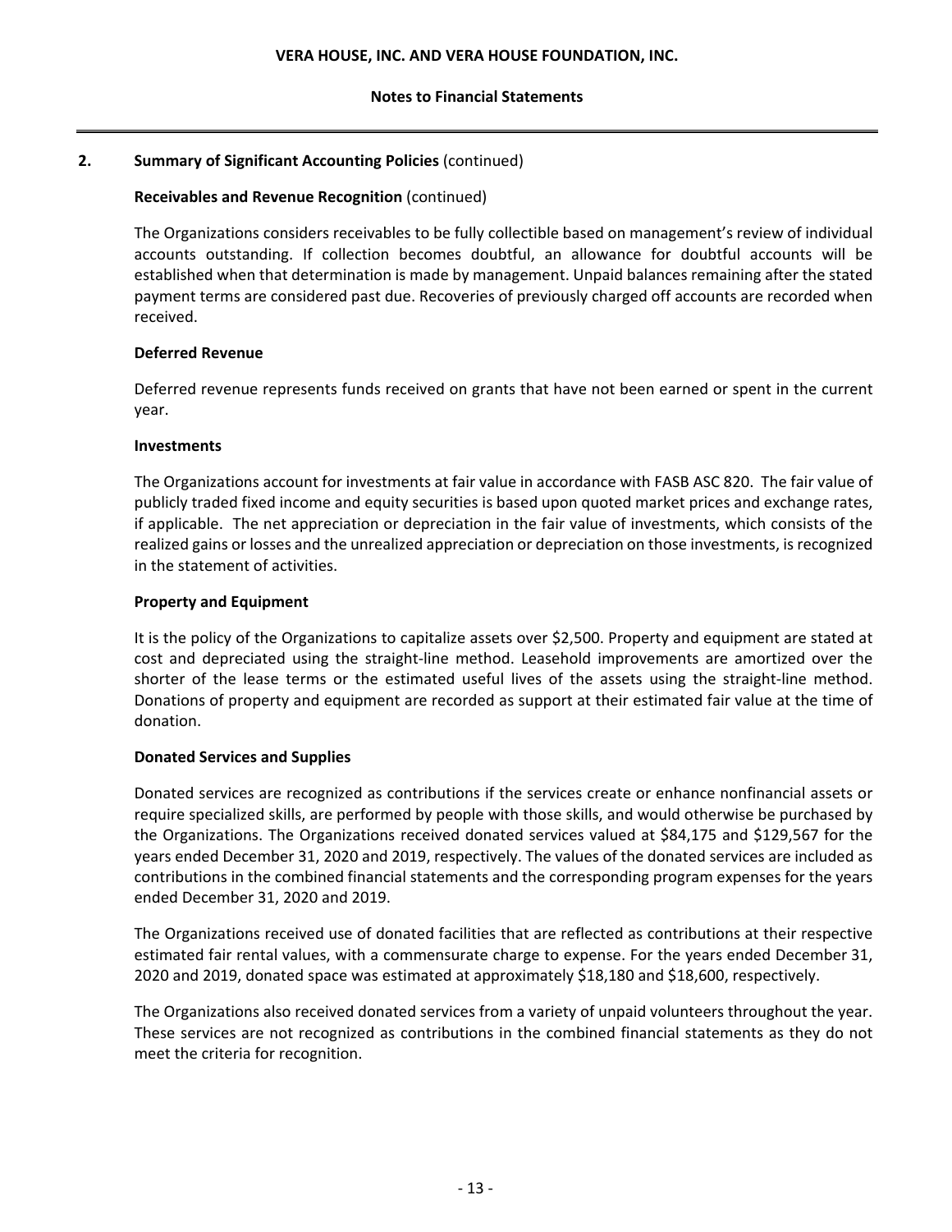## 2. Summary of Significant Accounting Policies (continued)

### Receivables and Revenue Recognition (continued)

The Organizations considers receivables to be fully collectible based on management's review of individual accounts outstanding. If collection becomes doubtful, an allowance for doubtful accounts will be established when that determination is made by management. Unpaid balances remaining after the stated payment terms are considered past due. Recoveries of previously charged off accounts are recorded when received.

### Deferred Revenue

Deferred revenue represents funds received on grants that have not been earned or spent in the current year.

### Investments

The Organizations account for investments at fair value in accordance with FASB ASC 820. The fair value of publicly traded fixed income and equity securities is based upon quoted market prices and exchange rates, if applicable. The net appreciation or depreciation in the fair value of investments, which consists of the realized gains or losses and the unrealized appreciation or depreciation on those investments, is recognized in the statement of activities.

### Property and Equipment

It is the policy of the Organizations to capitalize assets over $2,500. Property and equipment are stated at cost and depreciated using the straight-line method. Leasehold improvements are amortized over the shorter of the lease terms or the estimated useful lives of the assets using the straight-line method. Donations of property and equipment are recorded as support at their estimated fair value at the time of donation.

### Donated Services and Supplies

Donated services are recognized as contributions if the services create or enhance nonfinancial assets or require specialized skills, are performed by people with those skills, and would otherwise be purchased by the Organizations. The Organizations received donated services valued at $84,175 and $129,567 for the years ended December 31, 2020 and 2019, respectively. The values of the donated services are included as contributions in the combined financial statements and the corresponding program expenses for the years ended December 31, 2020 and 2019.

The Organizations received use of donated facilities that are reflected as contributions at their respective estimated fair rental values, with a commensurate charge to expense. For the years ended December 31, 2020 and 2019, donated space was estimated at approximately $18,180 and $18,600, respectively.

The Organizations also received donated services from a variety of unpaid volunteers throughout the year. These services are not recognized as contributions in the combined financial statements as they do not meet the criteria for recognition.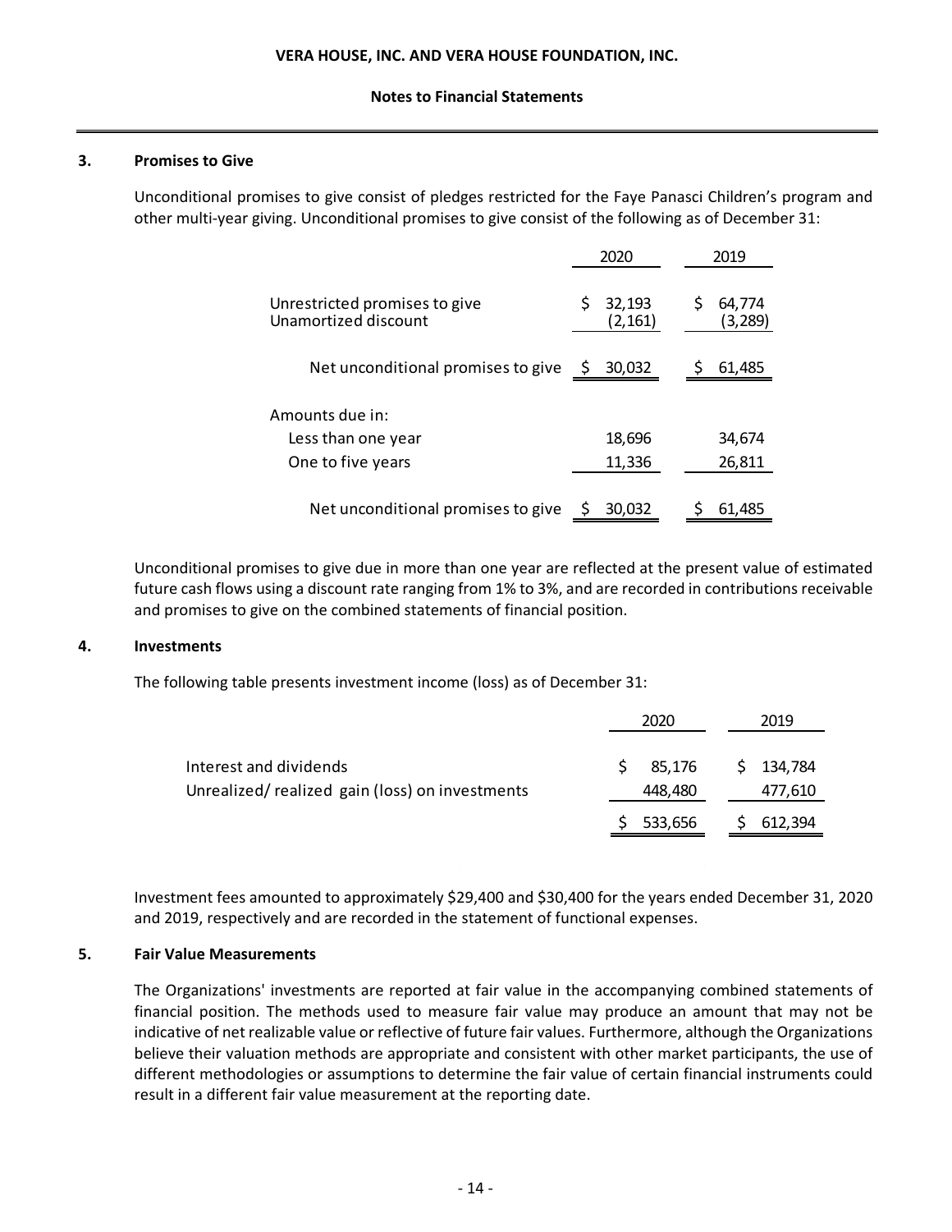### 3. Promises to Give

Unconditional promises to give consist of pledges restricted for the Faye Panasci Children's program and other multi-year giving. Unconditional promises to give consist of the following as of December 31:

| | 2020 | 2019 |
|---|---|---|
| Unrestricted promises to give | $ 32,193 | $ 64,774 |
| Unamortized discount | (2,161) | (3,289) |
| Net unconditional promises to give | $ 30,032 | $ 61,485 |
| Amounts due in: | | |
| Less than one year | 18,696 | 34,674 |
| One to five years | 11,336 | 26,811 |
| Net unconditional promises to give | $ 30,032 | $ 61,485 |

Unconditional promises to give due in more than one year are reflected at the present value of estimated future cash flows using a discount rate ranging from 1% to 3%, and are recorded in contributions receivable and promises to give on the combined statements of financial position.

### 4. Investments

The following table presents investment income (loss) as of December 31:

| | 2020 | 2019 |
|---|---|---|
| Interest and dividends | $ 85,176 | $ 134,784 |
| Unrealized/ realized gain (loss) on investments | 448,480 | 477,610 |
| | $ 533,656 | $ 612,394 |

Investment fees amounted to approximately $29,400 and $30,400 for the years ended December 31, 2020 and 2019, respectively and are recorded in the statement of functional expenses.

### 5. Fair Value Measurements

The Organizations' investments are reported at fair value in the accompanying combined statements of financial position. The methods used to measure fair value may produce an amount that may not be indicative of net realizable value or reflective of future fair values. Furthermore, although the Organizations believe their valuation methods are appropriate and consistent with other market participants, the use of different methodologies or assumptions to determine the fair value of certain financial instruments could result in a different fair value measurement at the reporting date.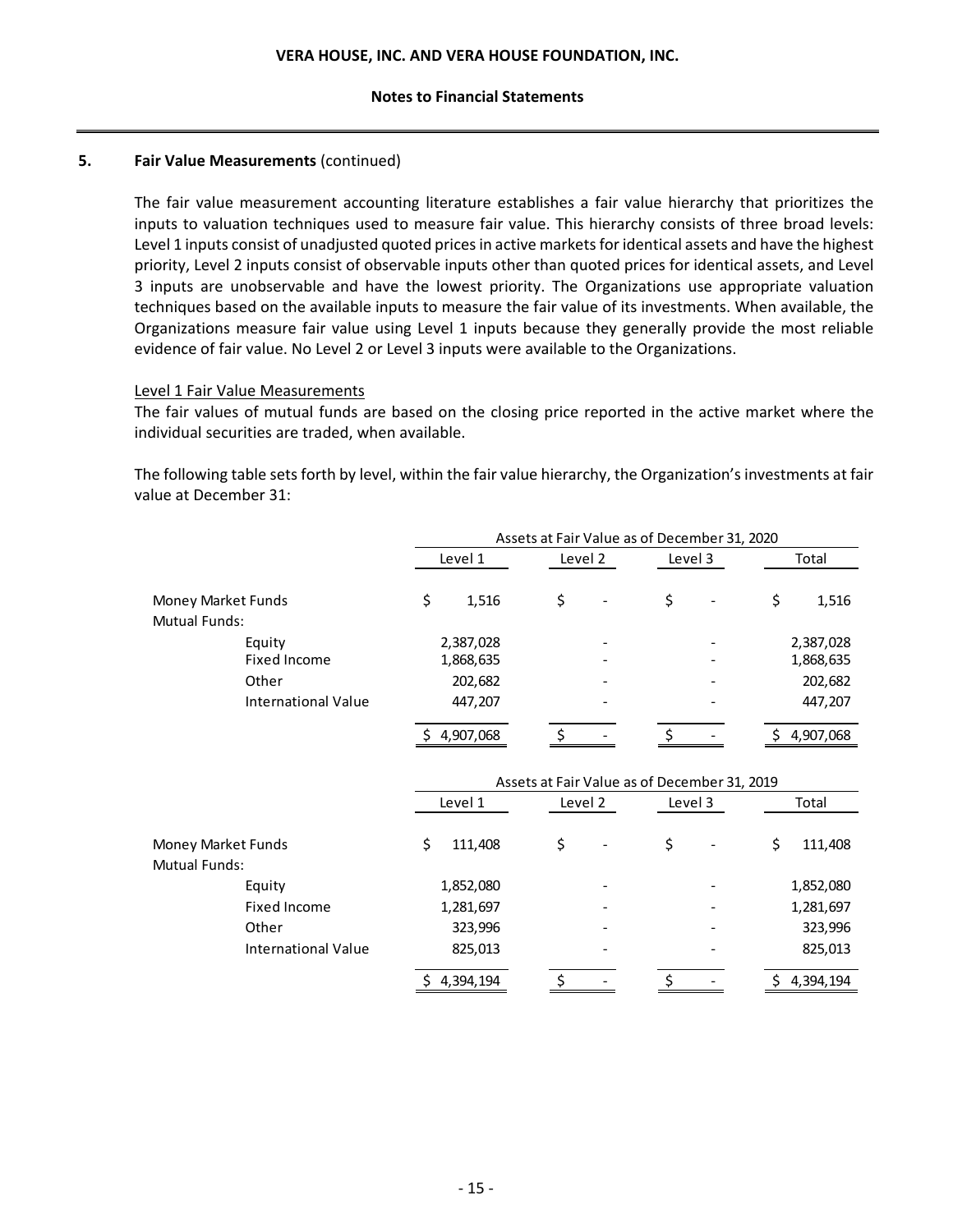## 5. Fair Value Measurements (continued)

The fair value measurement accounting literature establishes a fair value hierarchy that prioritizes the inputs to valuation techniques used to measure fair value. This hierarchy consists of three broad levels: Level 1 inputs consist of unadjusted quoted prices in active markets for identical assets and have the highest priority, Level 2 inputs consist of observable inputs other than quoted prices for identical assets, and Level 3 inputs are unobservable and have the lowest priority. The Organizations use appropriate valuation techniques based on the available inputs to measure the fair value of its investments. When available, the Organizations measure fair value using Level 1 inputs because they generally provide the most reliable evidence of fair value. No Level 2 or Level 3 inputs were available to the Organizations.

Level 1 Fair Value Measurements

The fair values of mutual funds are based on the closing price reported in the active market where the individual securities are traded, when available.

The following table sets forth by level, within the fair value hierarchy, the Organization's investments at fair value at December 31:

| | Assets at Fair Value as of December 31, 2020 | | | |
|---|---|---|---|---|
| | Level 1 | Level 2 | Level 3 | Total |
| Money Market Funds | $ 1,516 | $ - | $ - | $ 1,516 |
| Mutual Funds: | | | | |
| Equity | 2,387,028 | - | - | 2,387,028 |
| Fixed Income | 1,868,635 | - | - | 1,868,635 |
| Other | 202,682 | - | - | 202,682 |
| International Value | 447,207 | - | - | 447,207 |
| | $ 4,907,068 | $ - | $ - | $ 4,907,068 |

| | Assets at Fair Value as of December 31, 2019 | | | |
|---|---|---|---|---|
| | Level 1 | Level 2 | Level 3 | Total |
| Money Market Funds | $ 111,408 | $ - | $ - | $ 111,408 |
| Mutual Funds: | | | | |
| Equity | 1,852,080 | - | - | 1,852,080 |
| Fixed Income | 1,281,697 | - | - | 1,281,697 |
| Other | 323,996 | - | - | 323,996 |
| International Value | 825,013 | - | - | 825,013 |
| | $ 4,394,194 | $ - | $ - | $ 4,394,194 |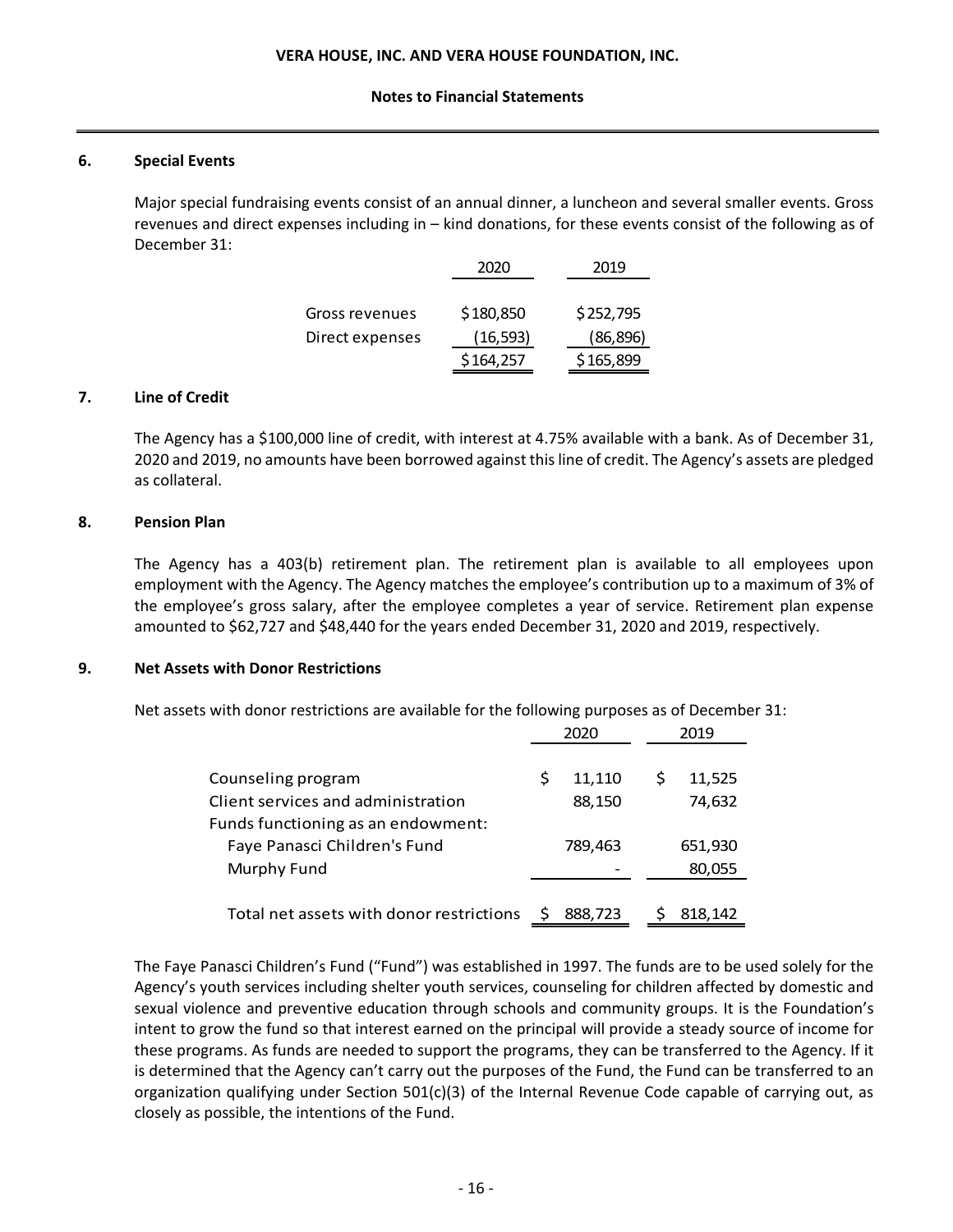## 6. Special Events

Major special fundraising events consist of an annual dinner, a luncheon and several smaller events. Gross revenues and direct expenses including in – kind donations, for these events consist of the following as of December 31:

| | 2020 | 2019 |
|---|---|---|
| Gross revenues | $180,850 | $252,795 |
| Direct expenses | (16,593) | (86,896) |
| | $164,257 | $165,899 |

## 7. Line of Credit

The Agency has a $100,000 line of credit, with interest at 4.75% available with a bank. As of December 31, 2020 and 2019, no amounts have been borrowed against this line of credit. The Agency's assets are pledged as collateral.

## 8. Pension Plan

The Agency has a 403(b) retirement plan. The retirement plan is available to all employees upon employment with the Agency. The Agency matches the employee's contribution up to a maximum of 3% of the employee's gross salary, after the employee completes a year of service. Retirement plan expense amounted to $62,727 and $48,440 for the years ended December 31, 2020 and 2019, respectively.

## 9. Net Assets with Donor Restrictions

Net assets with donor restrictions are available for the following purposes as of December 31:

| | 2020 | 2019 |
|---|---|---|
| Counseling program | $ 11,110 | $ 11,525 |
| Client services and administration | 88,150 | 74,632 |
| Funds functioning as an endowment: | | |
| Faye Panasci Children's Fund | 789,463 | 651,930 |
| Murphy Fund | - | 80,055 |
| Total net assets with donor restrictions | $ 888,723 | $ 818,142 |

The Faye Panasci Children's Fund ("Fund") was established in 1997. The funds are to be used solely for the Agency's youth services including shelter youth services, counseling for children affected by domestic and sexual violence and preventive education through schools and community groups. It is the Foundation's intent to grow the fund so that interest earned on the principal will provide a steady source of income for these programs. As funds are needed to support the programs, they can be transferred to the Agency. If it is determined that the Agency can't carry out the purposes of the Fund, the Fund can be transferred to an organization qualifying under Section 501(c)(3) of the Internal Revenue Code capable of carrying out, as closely as possible, the intentions of the Fund.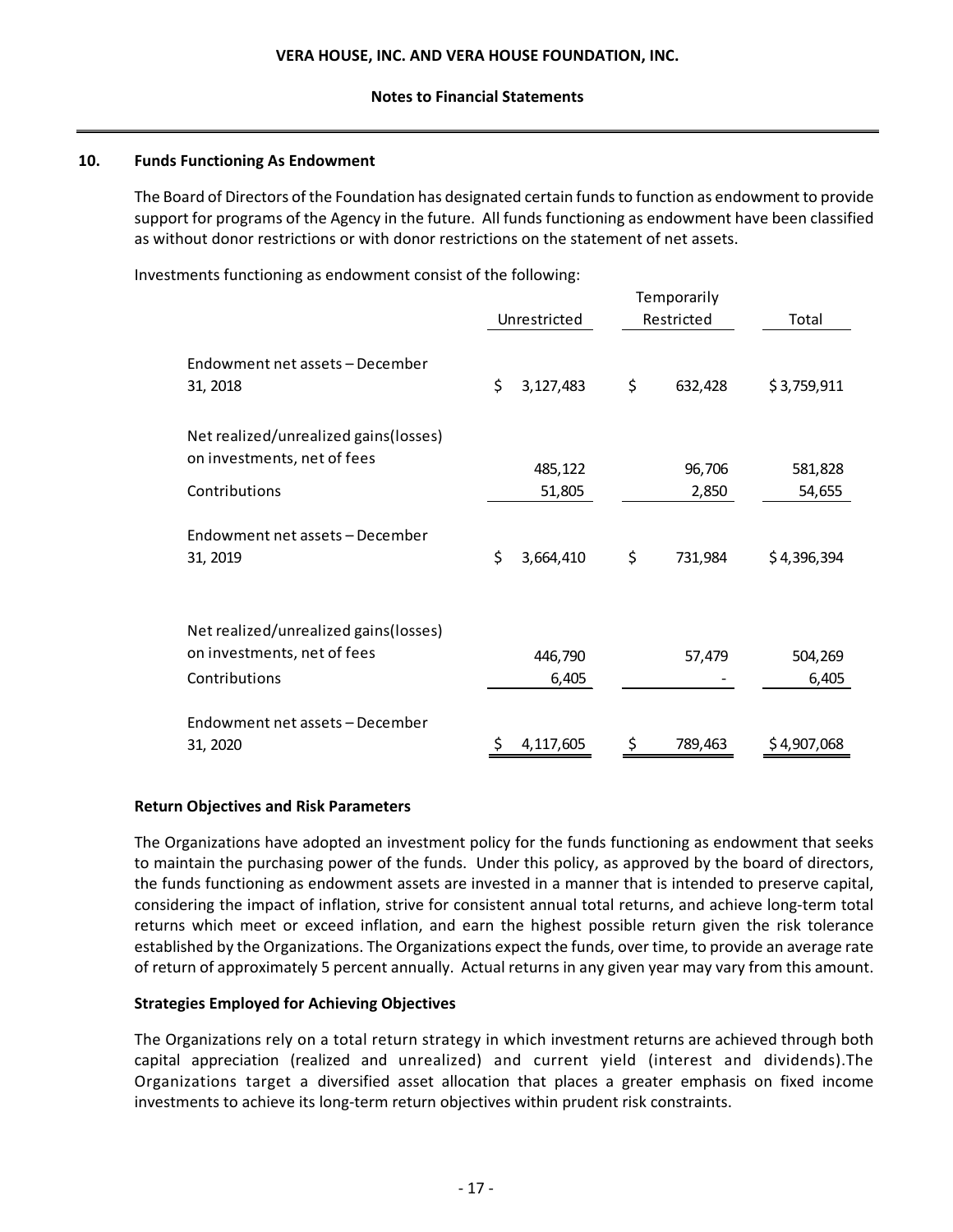## 10. Funds Functioning As Endowment

The Board of Directors of the Foundation has designated certain funds to function as endowment to provide support for programs of the Agency in the future. All funds functioning as endowment have been classified as without donor restrictions or with donor restrictions on the statement of net assets.

Investments functioning as endowment consist of the following:

| | Unrestricted | Temporarily Restricted | Total |
|---|---|---|---|
| Endowment net assets – December 31, 2018 | $ 3,127,483 | $ 632,428 | $ 3,759,911 |
| Net realized/unrealized gains(losses) on investments, net of fees | 485,122 | 96,706 | 581,828 |
| Contributions | 51,805 | 2,850 | 54,655 |
| Endowment net assets – December 31, 2019 | $ 3,664,410 | $ 731,984 | $ 4,396,394 |
| Net realized/unrealized gains(losses) on investments, net of fees | 446,790 | 57,479 | 504,269 |
| Contributions | 6,405 | - | 6,405 |
| Endowment net assets – December 31, 2020 | $ 4,117,605 | $ 789,463 | $ 4,907,068 |

### Return Objectives and Risk Parameters

The Organizations have adopted an investment policy for the funds functioning as endowment that seeks to maintain the purchasing power of the funds. Under this policy, as approved by the board of directors, the funds functioning as endowment assets are invested in a manner that is intended to preserve capital, considering the impact of inflation, strive for consistent annual total returns, and achieve long-term total returns which meet or exceed inflation, and earn the highest possible return given the risk tolerance established by the Organizations. The Organizations expect the funds, over time, to provide an average rate of return of approximately 5 percent annually. Actual returns in any given year may vary from this amount.

### Strategies Employed for Achieving Objectives

The Organizations rely on a total return strategy in which investment returns are achieved through both capital appreciation (realized and unrealized) and current yield (interest and dividends).The Organizations target a diversified asset allocation that places a greater emphasis on fixed income investments to achieve its long-term return objectives within prudent risk constraints.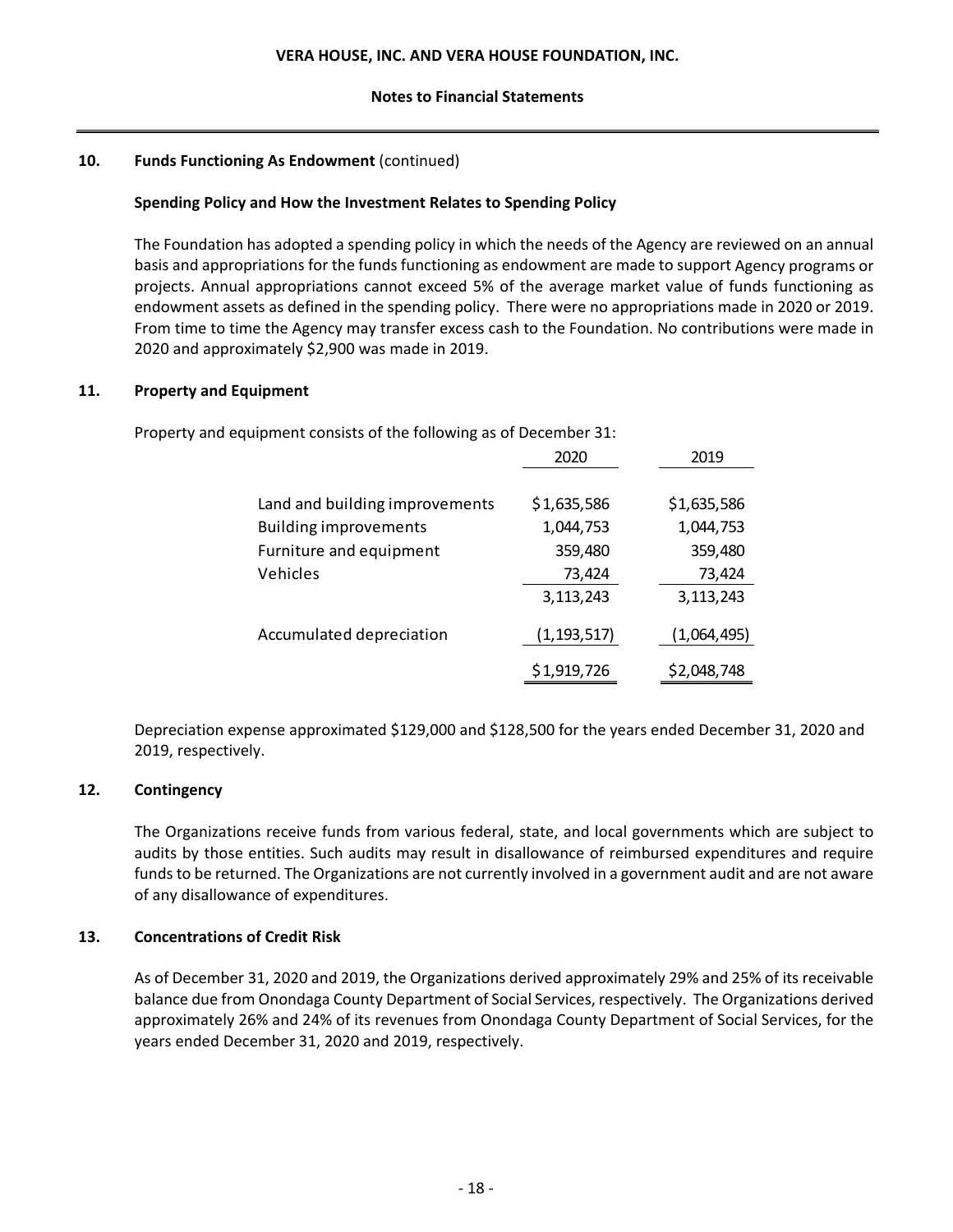## 10. Funds Functioning As Endowment (continued)

### Spending Policy and How the Investment Relates to Spending Policy

The Foundation has adopted a spending policy in which the needs of the Agency are reviewed on an annual basis and appropriations for the funds functioning as endowment are made to support Agency programs or projects. Annual appropriations cannot exceed 5% of the average market value of funds functioning as endowment assets as defined in the spending policy. There were no appropriations made in 2020 or 2019. From time to time the Agency may transfer excess cash to the Foundation. No contributions were made in 2020 and approximately $2,900 was made in 2019.

## 11. Property and Equipment

Property and equipment consists of the following as of December 31:

| | 2020 | 2019 |
|---|---|---|
| Land and building improvements | $1,635,586 | $1,635,586 |
| Building improvements | 1,044,753 | 1,044,753 |
| Furniture and equipment | 359,480 | 359,480 |
| Vehicles | 73,424 | 73,424 |
| | 3,113,243 | 3,113,243 |
| Accumulated depreciation | (1,193,517) | (1,064,495) |
| | $1,919,726 | $2,048,748 |

Depreciation expense approximated $129,000 and $128,500 for the years ended December 31, 2020 and 2019, respectively.

## 12. Contingency

The Organizations receive funds from various federal, state, and local governments which are subject to audits by those entities. Such audits may result in disallowance of reimbursed expenditures and require funds to be returned. The Organizations are not currently involved in a government audit and are not aware of any disallowance of expenditures.

## 13. Concentrations of Credit Risk

As of December 31, 2020 and 2019, the Organizations derived approximately 29% and 25% of its receivable balance due from Onondaga County Department of Social Services, respectively. The Organizations derived approximately 26% and 24% of its revenues from Onondaga County Department of Social Services, for the years ended December 31, 2020 and 2019, respectively.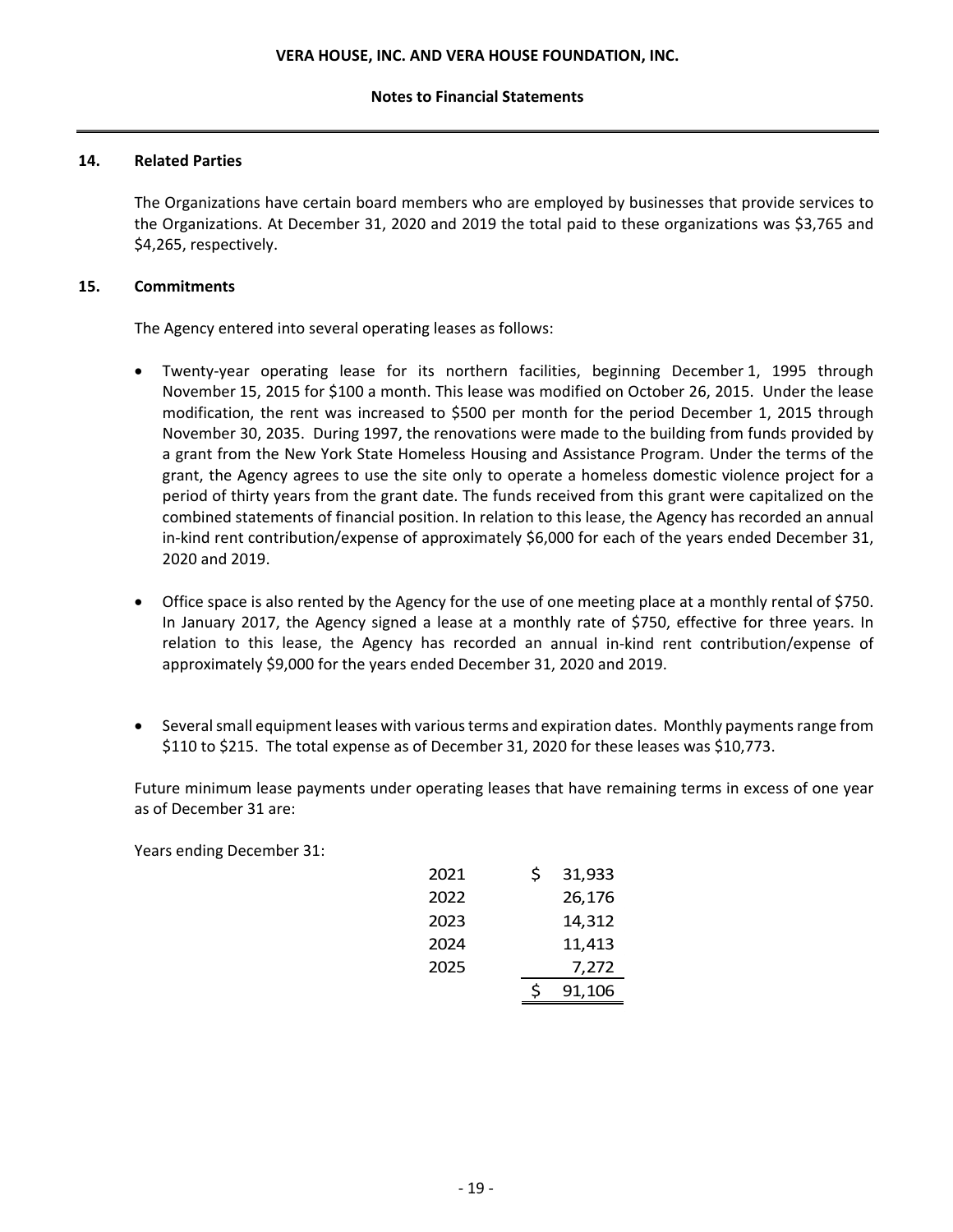## 14. Related Parties

The Organizations have certain board members who are employed by businesses that provide services to the Organizations. At December 31, 2020 and 2019 the total paid to these organizations was $3,765 and $4,265, respectively.

## 15. Commitments

The Agency entered into several operating leases as follows:

- Twenty-year operating lease for its northern facilities, beginning December 1, 1995 through November 15, 2015 for $100 a month. This lease was modified on October 26, 2015. Under the lease modification, the rent was increased to $500 per month for the period December 1, 2015 through November 30, 2035. During 1997, the renovations were made to the building from funds provided by a grant from the New York State Homeless Housing and Assistance Program. Under the terms of the grant, the Agency agrees to use the site only to operate a homeless domestic violence project for a period of thirty years from the grant date. The funds received from this grant were capitalized on the combined statements of financial position. In relation to this lease, the Agency has recorded an annual in-kind rent contribution/expense of approximately $6,000 for each of the years ended December 31, 2020 and 2019.

- Office space is also rented by the Agency for the use of one meeting place at a monthly rental of $750. In January 2017, the Agency signed a lease at a monthly rate of $750, effective for three years. In relation to this lease, the Agency has recorded an annual in-kind rent contribution/expense of approximately $9,000 for the years ended December 31, 2020 and 2019.

- Several small equipment leases with various terms and expiration dates. Monthly payments range from $110 to $215. The total expense as of December 31, 2020 for these leases was $10,773.

Future minimum lease payments under operating leases that have remaining terms in excess of one year as of December 31 are:

Years ending December 31:

| Year | Amount |
|---|---|
| 2021 | $ 31,933 |
| 2022 | 26,176 |
| 2023 | 14,312 |
| 2024 | 11,413 |
| 2025 | 7,272 |
| | $ 91,106 |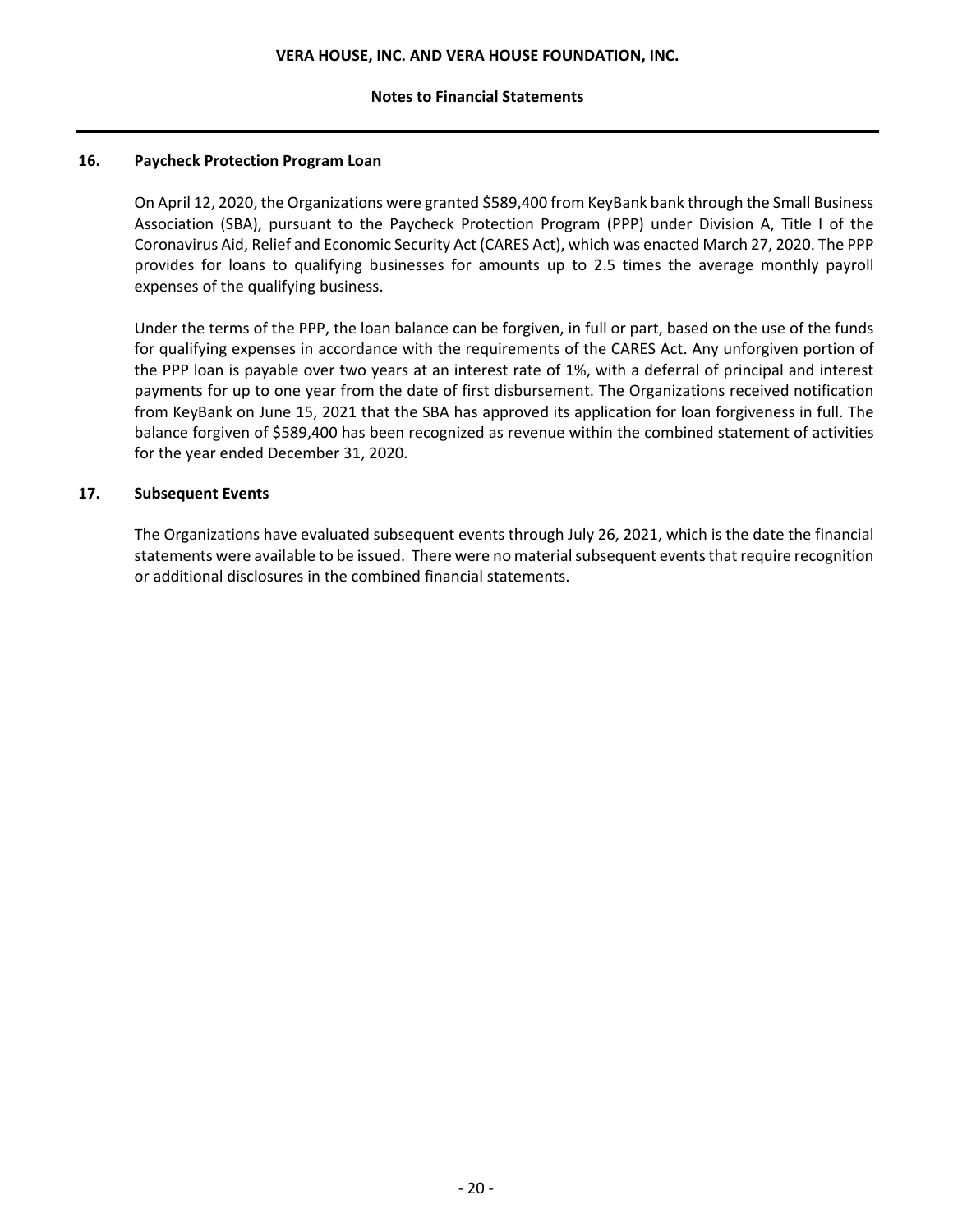## 16. Paycheck Protection Program Loan

On April 12, 2020, the Organizations were granted $589,400 from KeyBank bank through the Small Business Association (SBA), pursuant to the Paycheck Protection Program (PPP) under Division A, Title I of the Coronavirus Aid, Relief and Economic Security Act (CARES Act), which was enacted March 27, 2020. The PPP provides for loans to qualifying businesses for amounts up to 2.5 times the average monthly payroll expenses of the qualifying business.

Under the terms of the PPP, the loan balance can be forgiven, in full or part, based on the use of the funds for qualifying expenses in accordance with the requirements of the CARES Act. Any unforgiven portion of the PPP loan is payable over two years at an interest rate of 1%, with a deferral of principal and interest payments for up to one year from the date of first disbursement. The Organizations received notification from KeyBank on June 15, 2021 that the SBA has approved its application for loan forgiveness in full. The balance forgiven of $589,400 has been recognized as revenue within the combined statement of activities for the year ended December 31, 2020.

## 17. Subsequent Events

The Organizations have evaluated subsequent events through July 26, 2021, which is the date the financial statements were available to be issued. There were no material subsequent events that require recognition or additional disclosures in the combined financial statements.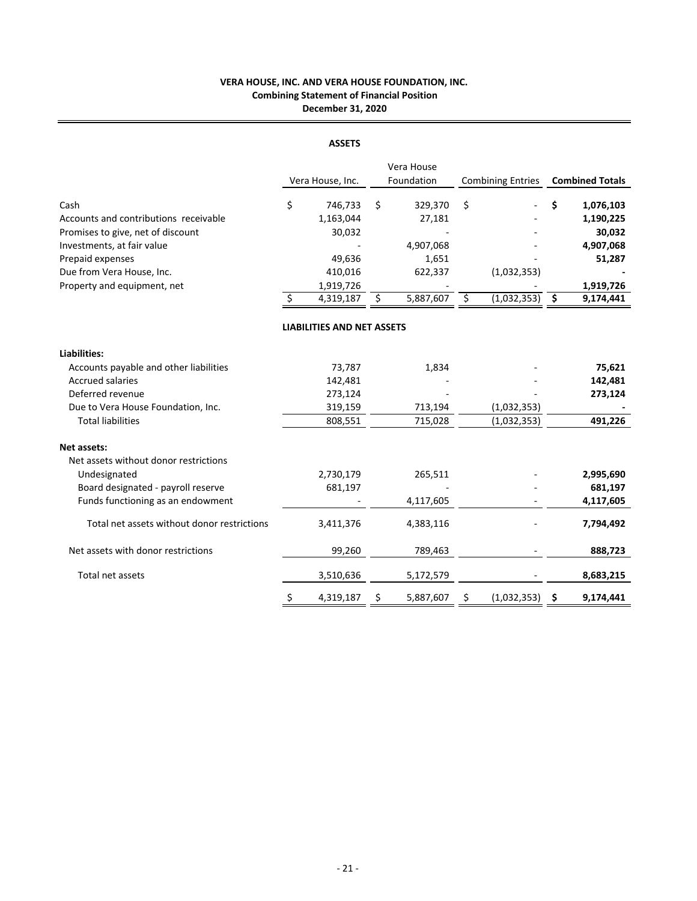**VERA HOUSE, INC. AND VERA HOUSE FOUNDATION, INC.**
**Combining Statement of Financial Position**
**December 31, 2020**

**ASSETS**

| | Vera House, Inc. | Vera House Foundation | Combining Entries | **Combined Totals** |
|---|---|---|---|---|
| Cash | $ 746,733 | $ 329,370 | $ - | **$ 1,076,103** |
| Accounts and contributions receivable | 1,163,044 | 27,181 | - | **1,190,225** |
| Promises to give, net of discount | 30,032 | - | - | **30,032** |
| Investments, at fair value | - | 4,907,068 | - | **4,907,068** |
| Prepaid expenses | 49,636 | 1,651 | - | **51,287** |
| Due from Vera House, Inc. | 410,016 | 622,337 | (1,032,353) | **-** |
| Property and equipment, net | 1,919,726 | - | - | **1,919,726** |
| | $ 4,319,187 | $ 5,887,607 | $ (1,032,353) | **$ 9,174,441** |

**LIABILITIES AND NET ASSETS**

| | Vera House, Inc. | Vera House Foundation | Combining Entries | **Combined Totals** |
|---|---|---|---|---|
| **Liabilities:** | | | | |
| Accounts payable and other liabilities | 73,787 | 1,834 | - | **75,621** |
| Accrued salaries | 142,481 | - | - | **142,481** |
| Deferred revenue | 273,124 | - | - | **273,124** |
| Due to Vera House Foundation, Inc. | 319,159 | 713,194 | (1,032,353) | **-** |
| Total liabilities | 808,551 | 715,028 | (1,032,353) | **491,226** |
| **Net assets:** | | | | |
| Net assets without donor restrictions | | | | |
| Undesignated | 2,730,179 | 265,511 | - | **2,995,690** |
| Board designated - payroll reserve | 681,197 | - | - | **681,197** |
| Funds functioning as an endowment | - | 4,117,605 | - | **4,117,605** |
| Total net assets without donor restrictions | 3,411,376 | 4,383,116 | - | **7,794,492** |
| Net assets with donor restrictions | 99,260 | 789,463 | - | **888,723** |
| Total net assets | 3,510,636 | 5,172,579 | - | **8,683,215** |
| | $ 4,319,187 | $ 5,887,607 | $ (1,032,353) | **$ 9,174,441** |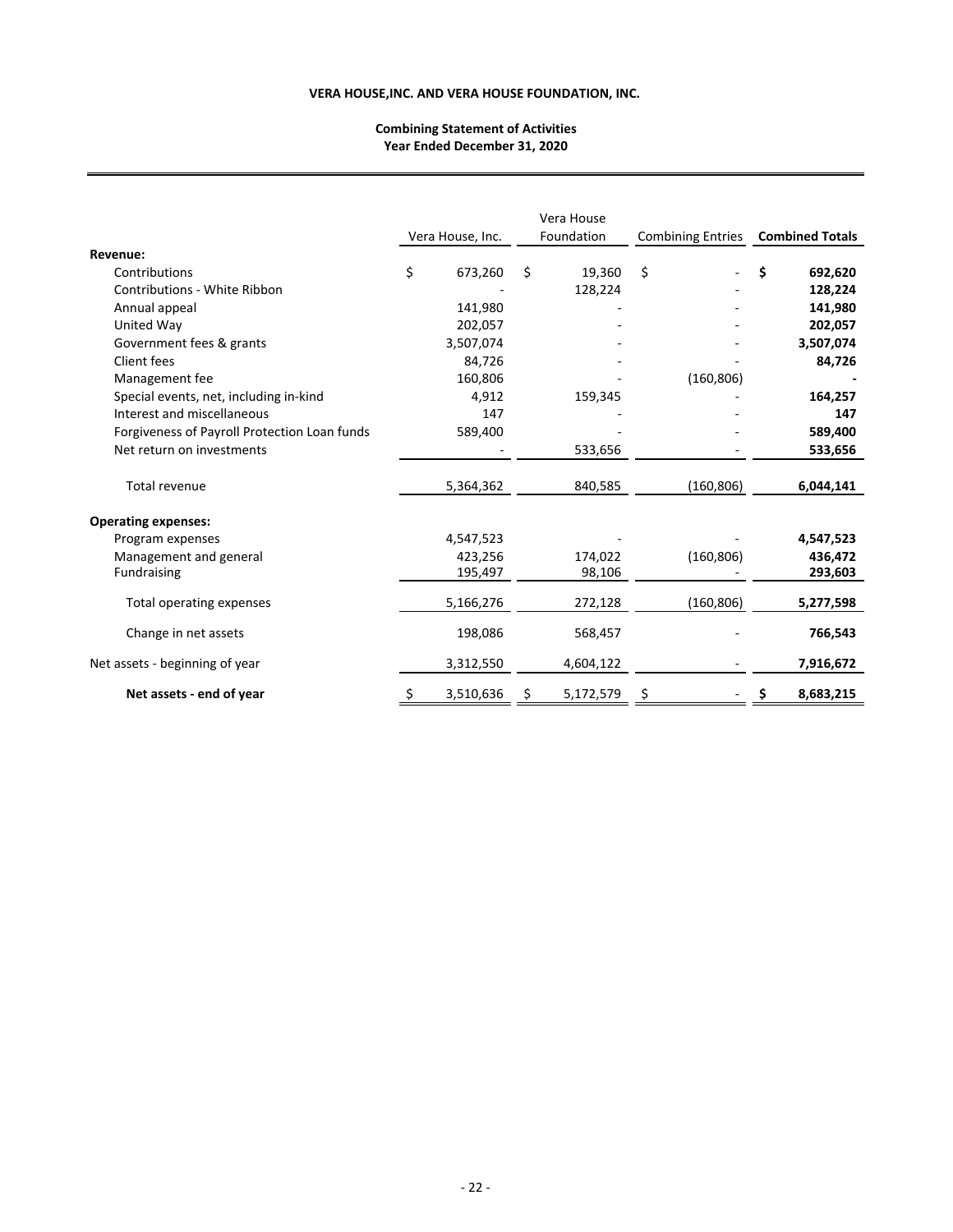**VERA HOUSE,INC. AND VERA HOUSE FOUNDATION, INC.**

**Combining Statement of Activities**
**Year Ended December 31, 2020**

| | Vera House, Inc. | Vera House Foundation | Combining Entries | Combined Totals |
|---|---|---|---|---|
| **Revenue:** | | | | |
| Contributions | $ 673,260 | $ 19,360 | $ - | **$ 692,620** |
| Contributions - White Ribbon | - | 128,224 | - | **128,224** |
| Annual appeal | 141,980 | - | - | **141,980** |
| United Way | 202,057 | - | - | **202,057** |
| Government fees & grants | 3,507,074 | - | - | **3,507,074** |
| Client fees | 84,726 | - | - | **84,726** |
| Management fee | 160,806 | - | (160,806) | **-** |
| Special events, net, including in-kind | 4,912 | 159,345 | - | **164,257** |
| Interest and miscellaneous | 147 | - | - | **147** |
| Forgiveness of Payroll Protection Loan funds | 589,400 | - | - | **589,400** |
| Net return on investments | - | 533,656 | - | **533,656** |
| Total revenue | 5,364,362 | 840,585 | (160,806) | **6,044,141** |
| **Operating expenses:** | | | | |
| Program expenses | 4,547,523 | - | - | **4,547,523** |
| Management and general | 423,256 | 174,022 | (160,806) | **436,472** |
| Fundraising | 195,497 | 98,106 | - | **293,603** |
| Total operating expenses | 5,166,276 | 272,128 | (160,806) | **5,277,598** |
| Change in net assets | 198,086 | 568,457 | - | **766,543** |
| Net assets - beginning of year | 3,312,550 | 4,604,122 | - | **7,916,672** |
| **Net assets - end of year** | $ 3,510,636 | $ 5,172,579 | $ - | **$ 8,683,215** |